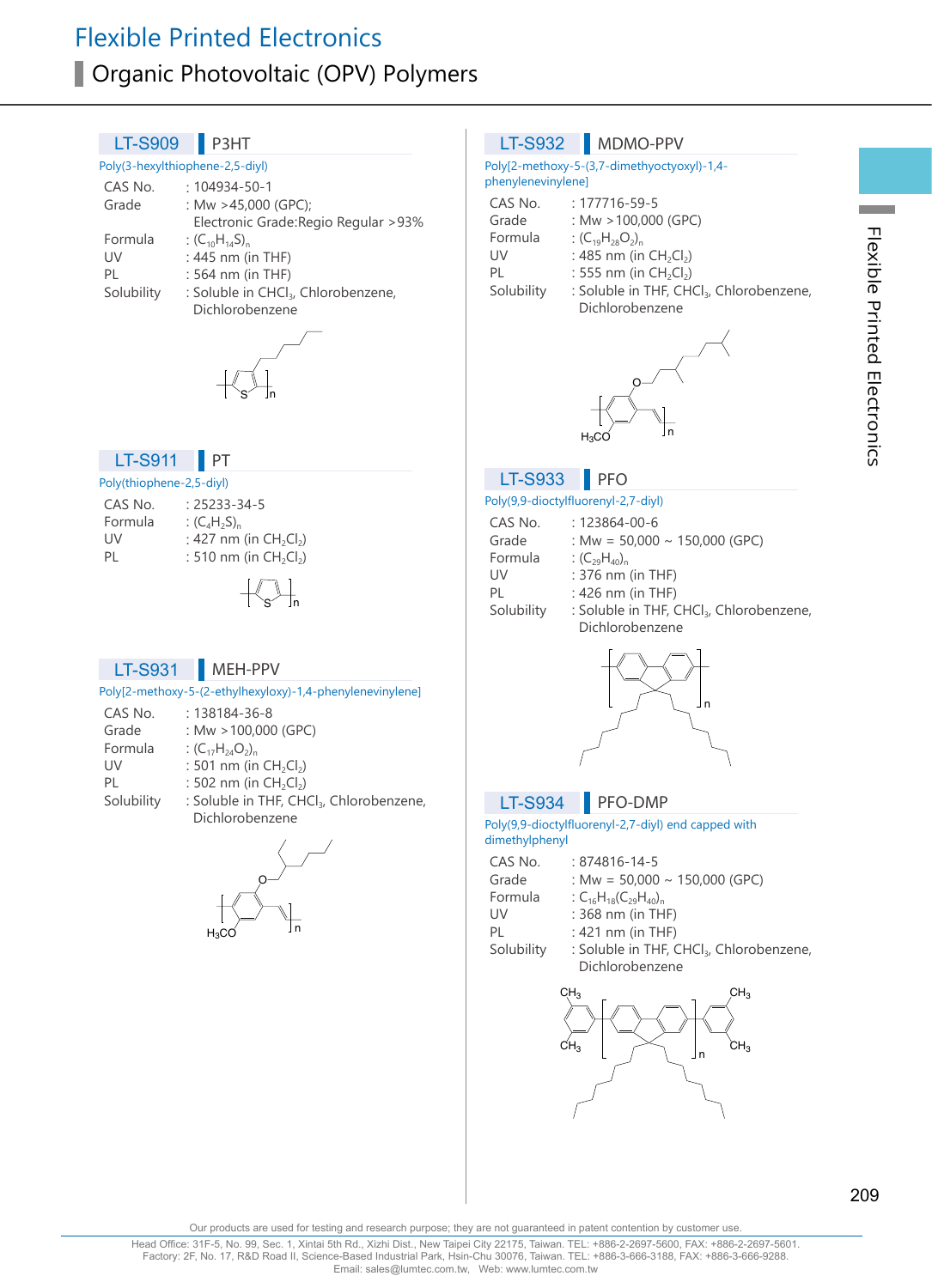// Flexible Printed Electronics

## Organic Photovoltaic (OPV) Polymers

### LT-S909 P3HT

Poly(3-hexylthiophene-2,5-diyl)

| | |
|---|---|
| CAS No. | : 104934-50-1 |
| Grade | : Mw >45,000 (GPC); Electronic Grade:Regio Regular >93% |
| Formula | : $(C_{10}H_{14}S)_n$ |
| UV | : 445 nm (in THF) |
| PL | : 564 nm (in THF) |
| Solubility | : Soluble in $CHCl_3$, Chlorobenzene, Dichlorobenzene |

### LT-S911 PT

Poly(thiophene-2,5-diyl)

| | |
|---|---|
| CAS No. | : 25233-34-5 |
| Formula | : $(C_4H_2S)_n$ |
| UV | : 427 nm (in $CH_2Cl_2$) |
| PL | : 510 nm (in $CH_2Cl_2$) |

### LT-S931 MEH-PPV

Poly[2-methoxy-5-(2-ethylhexyloxy)-1,4-phenylenevinylene]

| | |
|---|---|
| CAS No. | : 138184-36-8 |
| Grade | : Mw >100,000 (GPC) |
| Formula | : $(C_{17}H_{24}O_2)_n$ |
| UV | : 501 nm (in $CH_2Cl_2$) |
| PL | : 502 nm (in $CH_2Cl_2$) |
| Solubility | : Soluble in THF, $CHCl_3$, Chlorobenzene, Dichlorobenzene |

### LT-S932 MDMO-PPV

Poly[2-methoxy-5-(3,7-dimethyoctyoxyl)-1,4-phenylenevinylene]

| | |
|---|---|
| CAS No. | : 177716-59-5 |
| Grade | : Mw >100,000 (GPC) |
| Formula | : $(C_{19}H_{28}O_2)_n$ |
| UV | : 485 nm (in $CH_2Cl_2$) |
| PL | : 555 nm (in $CH_2Cl_2$) |
| Solubility | : Soluble in THF, $CHCl_3$, Chlorobenzene, Dichlorobenzene |

### LT-S933 PFO

Poly(9,9-dioctylfluorenyl-2,7-diyl)

| | |
|---|---|
| CAS No. | : 123864-00-6 |
| Grade | : Mw = 50,000 ~ 150,000 (GPC) |
| Formula | : $(C_{29}H_{40})_n$ |
| UV | : 376 nm (in THF) |
| PL | : 426 nm (in THF) |
| Solubility | : Soluble in THF, $CHCl_3$, Chlorobenzene, Dichlorobenzene |

### LT-S934 PFO-DMP

Poly(9,9-dioctylfluorenyl-2,7-diyl) end capped with dimethylphenyl

| | |
|---|---|
| CAS No. | : 874816-14-5 |
| Grade | : Mw = 50,000 ~ 150,000 (GPC) |
| Formula | : $C_{16}H_{18}(C_{29}H_{40})_n$ |
| UV | : 368 nm (in THF) |
| PL | : 421 nm (in THF) |
| Solubility | : Soluble in THF, $CHCl_3$, Chlorobenzene, Dichlorobenzene |

Our products are used for testing and research purpose; they are not guaranteed in patent contention by customer use.

Head Office: 31F-5, No. 99, Sec. 1, Xintai 5th Rd., Xizhi Dist., New Taipei City 22175, Taiwan. TEL: +886-2-2697-5600, FAX: +886-2-2697-5601.
Factory: 2F, No. 17, R&D Road II, Science-Based Industrial Park, Hsin-Chu 30076, Taiwan. TEL: +886-3-666-3188, FAX: +886-3-666-9288.
Email: sales@lumtec.com.tw, Web: www.lumtec.com.tw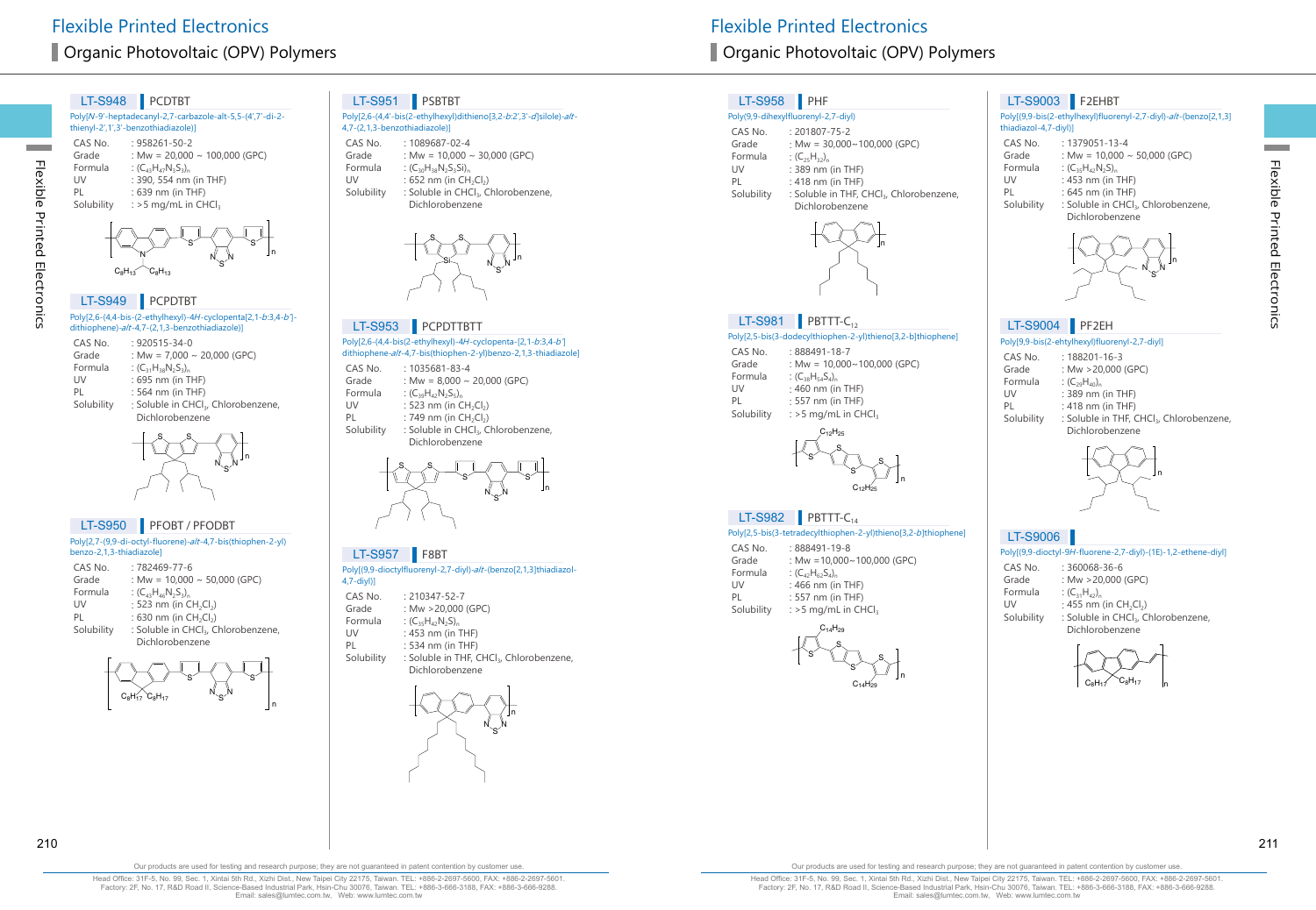# Flexible Printed Electronics

## Organic Photovoltaic (OPV) Polymers

### LT-S948 PCDTBT

Poly[N-9'-heptadecanyl-2,7-carbazole-alt-5,5-(4',7'-di-2-thienyl-2',1',3'-benzothiadiazole)]

| | |
|---|---|
| CAS No. | : 958261-50-2 |
| Grade | : Mw = 20,000 ~ 100,000 (GPC) |
| Formula | : $(C_{43}H_{47}N_3S_3)_n$ |
| UV | : 390, 554 nm (in THF) |
| PL | : 639 nm (in THF) |
| Solubility | : >5 mg/mL in $CHCl_3$ |

### LT-S949 PCPDTBT

Poly[2,6-(4,4-bis-(2-ethylhexyl)-4H-cyclopenta[2,1-b;3,4-b']-dithiophene)-alt-4,7-(2,1,3-benzothiadiazole)]

| | |
|---|---|
| CAS No. | : 920515-34-0 |
| Grade | : Mw = 7,000 ~ 20,000 (GPC) |
| Formula | : $(C_{31}H_{38}N_2S_3)_n$ |
| UV | : 695 nm (in THF) |
| PL | : 564 nm (in THF) |
| Solubility | : Soluble in $CHCl_3$, Chlorobenzene, Dichlorobenzene |

### LT-S950 PFOBT / PFODBT

Poly[2,7-(9,9-di-octyl-fluorene)-alt-4,7-bis(thiophen-2-yl) benzo-2,1,3-thiadiazole]

| | |
|---|---|
| CAS No. | : 782469-77-6 |
| Grade | : Mw = 10,000 ~ 50,000 (GPC) |
| Formula | : $(C_{43}H_{46}N_2S_3)_n$ |
| UV | : 523 nm (in $CH_2Cl_2$) |
| PL | : 630 nm (in $CH_2Cl_2$) |
| Solubility | : Soluble in $CHCl_3$, Chlorobenzene, Dichlorobenzene |

### LT-S951 PSBTBT

Poly[2,6-(4,4'-bis(2-ethylhexyl)dithieno[3,2-b:2',3'-d]silole)-alt-4,7-(2,1,3-benzothiadiazole)]

| | |
|---|---|
| CAS No. | : 1089687-02-4 |
| Grade | : Mw = 10,000 ~ 30,000 (GPC) |
| Formula | : $(C_{30}H_{38}N_2S_3Si)_n$ |
| UV | : 652 nm (in $CH_2Cl_2$) |
| Solubility | : Soluble in $CHCl_3$, Chlorobenzene, Dichlorobenzene |

### LT-S953 PCPDTTBTT

Poly[2,6-(4,4-bis(2-ethylhexyl)-4H-cyclopenta-[2,1-b;3,4-b'] dithiophene-alt-4,7-bis(thiophen-2-yl)benzo-2,1,3-thiadiazole]

| | |
|---|---|
| CAS No. | : 1035681-83-4 |
| Grade | : Mw = 8,000 ~ 20,000 (GPC) |
| Formula | : $(C_{39}H_{42}N_2S_5)_n$ |
| UV | : 523 nm (in $CH_2Cl_2$) |
| PL | : 749 nm (in $CH_2Cl_2$) |
| Solubility | : Soluble in $CHCl_3$, Chlorobenzene, Dichlorobenzene |

### LT-S957 F8BT

Poly[(9,9-dioctylfluorenyl-2,7-diyl)-alt-(benzo[2,1,3]thiadiazol-4,7-diyl)]

| | |
|---|---|
| CAS No. | : 210347-52-7 |
| Grade | : Mw >20,000 (GPC) |
| Formula | : $(C_{35}H_{42}N_2S)_n$ |
| UV | : 453 nm (in THF) |
| PL | : 534 nm (in THF) |
| Solubility | : Soluble in THF, $CHCl_3$, Chlorobenzene, Dichlorobenzene |

### LT-S958 PHF

Poly(9,9-dihexylfluorenyl-2,7-diyl)

| | |
|---|---|
| CAS No. | : 201807-75-2 |
| Grade | : Mw = 30,000~100,000 (GPC) |
| Formula | : $(C_{25}H_{32})_n$ |
| UV | : 389 nm (in THF) |
| PL | : 418 nm (in THF) |
| Solubility | : Soluble in THF, $CHCl_3$, Chlorobenzene, Dichlorobenzene |

### LT-S981 PBTTT-$C_{12}$

Poly[2,5-bis(3-dodecylthiophen-2-yl)thieno[3,2-b]thiophene]

| | |
|---|---|
| CAS No. | : 888491-18-7 |
| Grade | : Mw = 10,000~100,000 (GPC) |
| Formula | : $(C_{38}H_{54}S_4)_n$ |
| UV | : 460 nm (in THF) |
| PL | : 557 nm (in THF) |
| Solubility | : >5 mg/mL in $CHCl_3$ |

### LT-S982 PBTTT-$C_{14}$

Poly[2,5-bis(3-tetradecylthiophen-2-yl)thieno[3,2-b]thiophene]

| | |
|---|---|
| CAS No. | : 888491-19-8 |
| Grade | : Mw =10,000~100,000 (GPC) |
| Formula | : $(C_{42}H_{62}S_4)_n$ |
| UV | : 466 nm (in THF) |
| PL | : 557 nm (in THF) |
| Solubility | : >5 mg/mL in $CHCl_3$ |

### LT-S9003 F2EHBT

Poly[(9,9-bis(2-ethylhexyl)fluorenyl-2,7-diyl)-alt-(benzo[2,1,3] thiadiazol-4,7-diyl)]

| | |
|---|---|
| CAS No. | : 1379051-13-4 |
| Grade | : Mw = 10,000 ~ 50,000 (GPC) |
| Formula | : $(C_{35}H_{42}N_2S)_n$ |
| UV | : 453 nm (in THF) |
| PL | : 645 nm (in THF) |
| Solubility | : Soluble in $CHCl_3$, Chlorobenzene, Dichlorobenzene |

### LT-S9004 PF2EH

Poly[9,9-bis(2-ehtylhexyl)fluorenyl-2,7-diyl]

| | |
|---|---|
| CAS No. | : 188201-16-3 |
| Grade | : Mw >20,000 (GPC) |
| Formula | : $(C_{29}H_{40})_n$ |
| UV | : 389 nm (in THF) |
| PL | : 418 nm (in THF) |
| Solubility | : Soluble in THF, $CHCl_3$, Chlorobenzene, Dichlorobenzene |

### LT-S9006

Poly[(9,9-dioctyl-9H-fluorene-2,7-diyl)-(1E)-1,2-ethene-diyl]

| | |
|---|---|
| CAS No. | : 360068-36-6 |
| Grade | : Mw >20,000 (GPC) |
| Formula | : $(C_{31}H_{42})_n$ |
| UV | : 455 nm (in $CH_2Cl_2$) |
| Solubility | : Soluble in $CHCl_3$, Chlorobenzene, Dichlorobenzene |

Our products are used for testing and research purpose; they are not guaranteed in patent contention by customer use.

Head Office: 31F-5, No. 99, Sec. 1, Xintai 5th Rd., Xizhi Dist., New Taipei City 22175, Taiwan. TEL: +886-2-2697-5600, FAX: +886-2-2697-5601.
Factory: 2F, No. 17, R&D Road II, Science-Based Industrial Park, Hsin-Chu 30076, Taiwan. TEL: +886-3-666-3188, FAX: +886-3-666-9288.
Email: sales@lumtec.com.tw, Web: www.lumtec.com.tw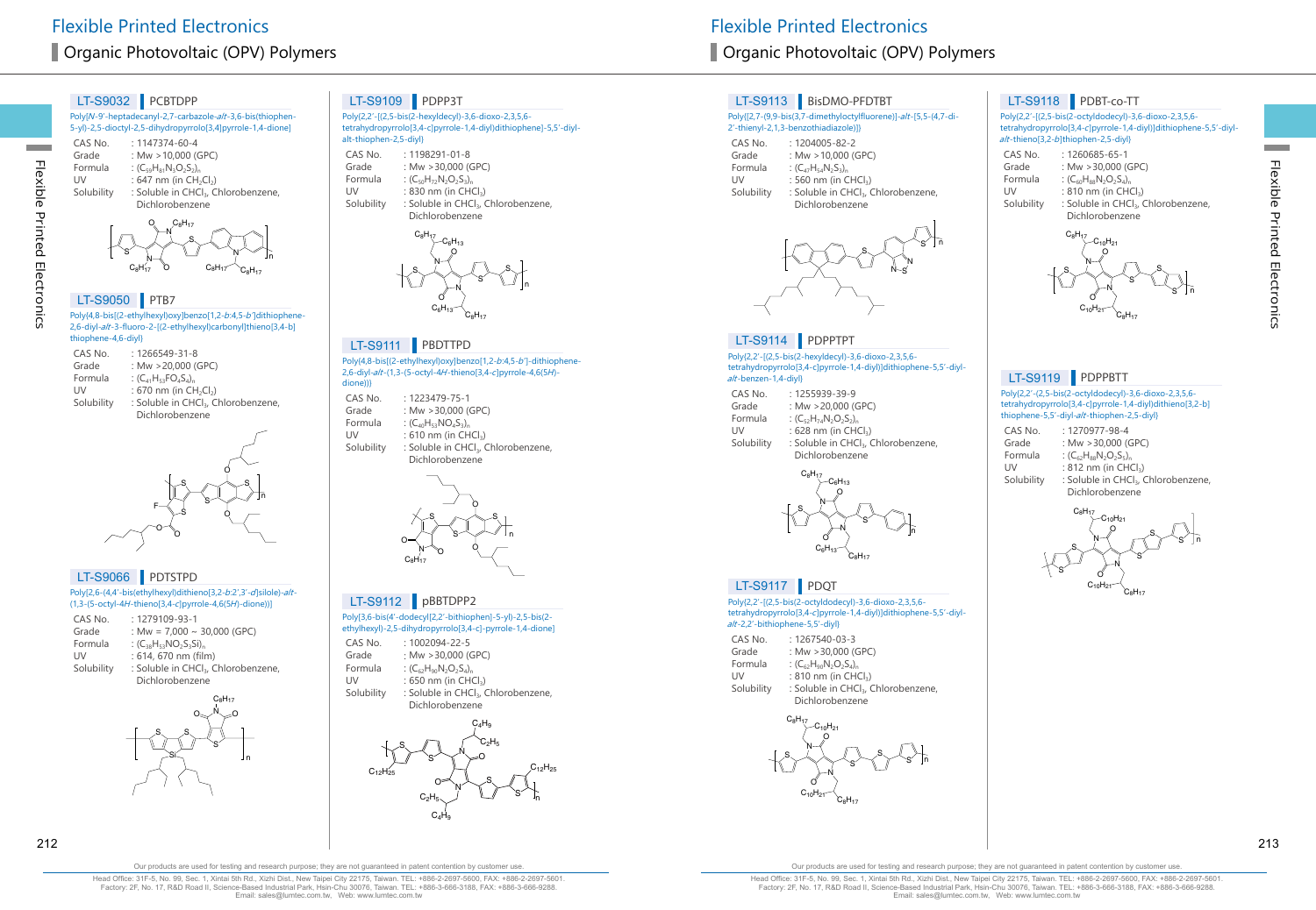# Flexible Printed Electronics

## Organic Photovoltaic (OPV) Polymers

### LT-S9032 PCBTDPP

Poly[N-9'-heptadecanyl-2,7-carbazole-*alt*-3,6-bis(thiophen-5-yl)-2,5-dioctyl-2,5-dihydropyrrolo[3,4]pyrrole-1,4-dione]

| | |
|---|---|
| CAS No. | : 1147374-60-4 |
| Grade | : Mw >10,000 (GPC) |
| Formula | : $(C_{59}H_{81}N_3O_2S_2)_n$ |
| UV | : 647 nm (in $CH_2Cl_2$) |
| Solubility | : Soluble in $CHCl_3$, Chlorobenzene, Dichlorobenzene |

### LT-S9050 PTB7

Poly(4,8-bis[(2-ethylhexyl)oxy]benzo[1,2-*b*:4,5-*b'*]dithiophene-2,6-diyl-*alt*-3-fluoro-2-[(2-ethylhexyl)carbonyl]thieno[3,4-b]thiophene-4,6-diyl)

| | |
|---|---|
| CAS No. | : 1266549-31-8 |
| Grade | : Mw >20,000 (GPC) |
| Formula | : $(C_{41}H_{53}FO_4S_4)_n$ |
| UV | : 670 nm (in $CH_2Cl_2$) |
| Solubility | : Soluble in $CHCl_3$, Chlorobenzene, Dichlorobenzene |

### LT-S9066 PDTSTPD

Poly[2,6-(4,4'-bis(ethylhexyl)dithieno[3,2-*b*:2',3'-*d*]silole)-*alt*-(1,3-(5-octyl-4*H*-thieno[3,4-c]pyrrole-4,6(5*H*)-dione))]

| | |
|---|---|
| CAS No. | : 1279109-93-1 |
| Grade | : Mw = 7,000 ~ 30,000 (GPC) |
| Formula | : $(C_{38}H_{53}NO_2S_3Si)_n$ |
| UV | : 614, 670 nm (film) |
| Solubility | : Soluble in $CHCl_3$, Chlorobenzene, Dichlorobenzene |

### LT-S9109 PDPP3T

Poly(2,2'-[(2,5-bis(2-hexyldecyl)-3,6-dioxo-2,3,5,6-tetrahydropyrrolo[3,4-c]pyrrole-1,4-diyl)dithiophene]-5,5'-diyl-alt-thiophen-2,5-diyl)

| | |
|---|---|
| CAS No. | : 1198291-01-8 |
| Grade | : Mw >30,000 (GPC) |
| Formula | : $(C_{50}H_{72}N_2O_2S_3)_n$ |
| UV | : 830 nm (in $CHCl_3$) |
| Solubility | : Soluble in $CHCl_3$, Chlorobenzene, Dichlorobenzene |

### LT-S9111 PBDTTPD

Poly(4,8-bis[(2-ethylhexyl)oxy]benzo[1,2-*b*:4,5-*b'*]-dithiophene-2,6-diyl-*alt*-(1,3-(5-octyl-4*H*-thieno[3,4-c]pyrrole-4,6(5*H*)-dione)))

| | |
|---|---|
| CAS No. | : 1223479-75-1 |
| Grade | : Mw >30,000 (GPC) |
| Formula | : $(C_{40}H_{53}NO_4S_3)_n$ |
| UV | : 610 nm (in $CHCl_3$) |
| Solubility | : Soluble in $CHCl_3$, Chlorobenzene, Dichlorobenzene |

### LT-S9112 pBBTDPP2

Poly[3,6-bis(4'-dodecyl[2,2'-bithiophen]-5-yl)-2,5-bis(2-ethylhexyl)-2,5-dihydropyrrolo[3,4-c]-pyrrole-1,4-dione]

| | |
|---|---|
| CAS No. | : 1002940-22-5 |
| Grade | : Mw >30,000 (GPC) |
| Formula | : $(C_{62}H_{90}N_2O_2S_4)_n$ |
| UV | : 650 nm (in $CHCl_3$) |
| Solubility | : Soluble in $CHCl_3$, Chlorobenzene, Dichlorobenzene |

### LT-S9113 BisDMO-PFDTBT

Poly[[2,7-(9,9-bis(3,7-dimethyloctylfluorene)]-*alt*-[5,5-(4,7-di-2'-thienyl-2,1,3-benzothiadiazole)]]

| | |
|---|---|
| CAS No. | : 1204005-82-2 |
| Grade | : Mw >10,000 (GPC) |
| Formula | : $(C_{47}H_{54}N_2S_3)_n$ |
| UV | : 560 nm (in $CHCl_3$) |
| Solubility | : Soluble in $CHCl_3$, Chlorobenzene, Dichlorobenzene |

### LT-S9114 PDPPTPT

Poly{2,2'-[(2,5-bis(2-hexyldecyl)-3,6-dioxo-2,3,5,6-tetrahydropyrrolo[3,4-c]pyrrole-1,4-diyl)]dithiophene]-5,5'-diyl-*alt*-benzen-1,4-diyl}

| | |
|---|---|
| CAS No. | : 1255939-39-9 |
| Grade | : Mw >20,000 (GPC) |
| Formula | : $(C_{52}H_{74}N_2O_2S_2)_n$ |
| UV | : 628 nm (in $CHCl_3$) |
| Solubility | : Soluble in $CHCl_3$, Chlorobenzene, Dichlorobenzene |

### LT-S9117 PDQT

Poly{2,2'-[(2,5-bis(2-octyldodecyl)-3,6-dioxo-2,3,5,6-tetrahydropyrrolo[3,4-c]pyrrole-1,4-diyl)]dithiophene]-5,5'-diyl-*alt*-2,2'-bithiophene-5,5'-diyl}

| | |
|---|---|
| CAS No. | : 1267540-03-3 |
| Grade | : Mw >30,000 (GPC) |
| Formula | : $(C_{62}H_{90}N_2O_2S_4)_n$ |
| UV | : 810 nm (in $CHCl_3$) |
| Solubility | : Soluble in $CHCl_3$, Chlorobenzene, Dichlorobenzene |

### LT-S9118 PDBT-co-TT

Poly{2,2'-[(2,5-bis(2-octyldodecyl)-3,6-dioxo-2,3,5,6-tetrahydropyrrolo[3,4-c]pyrrole-1,4-diyl)]dithiophene-5,5'-diyl-*alt*-thieno[3,2-*b*]thiophen-2,5-diyl}

| | |
|---|---|
| CAS No. | : 1260685-65-1 |
| Grade | : Mw >30,000 (GPC) |
| Formula | : $(C_{60}H_{88}N_2O_2S_4)_n$ |
| UV | : 810 nm (in $CHCl_3$) |
| Solubility | : Soluble in $CHCl_3$, Chlorobenzene, Dichlorobenzene |

### LT-S9119 PDPPBTT

Poly{2,2'-(2,5-bis(2-octyldodecyl)-3,6-dioxo-2,3,5,6-tetrahydropyrrolo[3,4-c]pyrrole-1,4-diyl)dithieno[3,2-b]thiophene-5,5'-diyl-*alt*-thiophen-2,5-diyl}

| | |
|---|---|
| CAS No. | : 1270977-98-4 |
| Grade | : Mw >30,000 (GPC) |
| Formula | : $(C_{62}H_{88}N_2O_2S_5)_n$ |
| UV | : 812 nm (in $CHCl_3$) |
| Solubility | : Soluble in $CHCl_3$, Chlorobenzene, Dichlorobenzene |

Our products are used for testing and research purpose; they are not guaranteed in patent contention by customer use.

Head Office: 3F-5, No. 99, Sec. 1, Xintai 5th Rd., Xizhi Dist., New Taipei City 22175, Taiwan. TEL: +886-2-2697-5600, FAX: +886-2-2697-5601.
Factory: 2F, No. 17, R&D Road II, Science-Based Industrial Park, Hsin-Chu 30076, Taiwan. TEL: +886-3-666-3188, FAX: +886-3-666-9288.
Email: sales@lumtec.com.tw, Web: www.lumtec.com.tw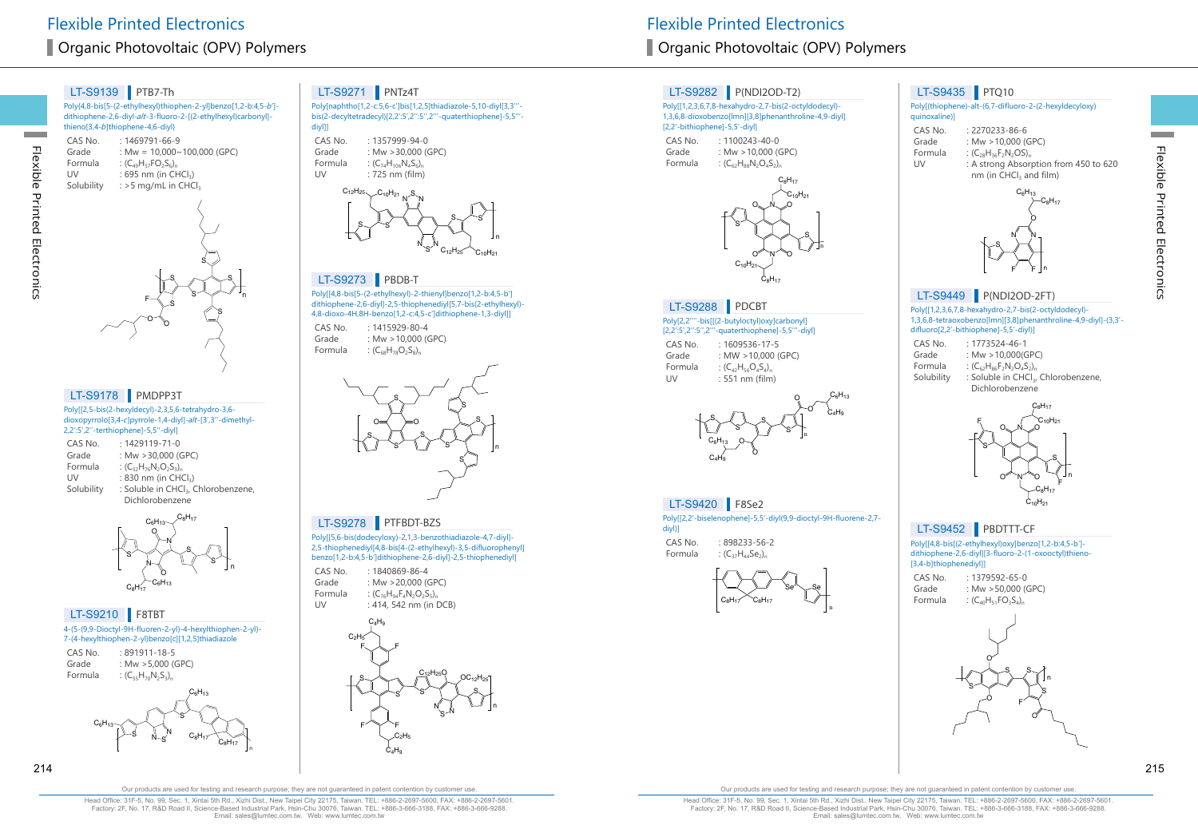# Flexible Printed Electronics

## Organic Photovoltaic (OPV) Polymers

### LT-S9139 PTB7-Th

Poly[4,8-bis[5-(2-ethylhexyl)thiophen-2-yl]benzo[1,2-b:4,5-b']-dithiophene-2,6-diyl-*alt*-3-fluoro-2-[(2-ethylhexyl)carbonyl]-thieno[3,4-b]thiophene-4,6-diyl}

| | |
|---|---|
| CAS No. | : 1469791-66-9 |
| Grade | : Mw = 10,000~100,000 (GPC) |
| Formula | : $(C_{49}H_{57}FO_2S_6)_n$ |
| UV | : 695 nm (in $CHCl_3$) |
| Solubility | : >5 mg/mL in $CHCl_3$ |

### LT-S9178 PMDPP3T

Poly[[2,5-bis(2-hexyldecyl)-2,3,5,6-tetrahydro-3,6-dioxopyrrolo[3,4-c]pyrrole-1,4-diyl]-*alt*-[3',3''-dimethyl-2,2':5',2''-terthiophene]-5,5''-diyl]

| | |
|---|---|
| CAS No. | : 1429119-71-0 |
| Grade | : Mw >30,000 (GPC) |
| Formula | : $(C_{52}H_{78}N_2O_2S_3)_n$ |
| UV | : 830 nm (in $CHCl_3$) |
| Solubility | : Soluble in $CHCl_3$, Chlorobenzene, Dichlorobenzene |

### LT-S9210 F8TBT

4-(5-(9,9-Dioctyl-9H-fluoren-2-yl)-4-hexylthiophen-2-yl)-7-(4-hexylthiophen-2-yl)benzo[c][1,2,5]thiadiazole

| | |
|---|---|
| CAS No. | : 891911-18-5 |
| Grade | : Mw >5,000 (GPC) |
| Formula | : $(C_{55}H_{70}N_2S_3)_n$ |

### LT-S9271 PNTz4T

Poly[naphtho[1,2-c:5,6-c']bis[1,2,5]thiadiazole-5,10-diyl[3,3'''-bis(2-decyltetradecyl)[2,2':5',2'':5'',2'''-quaterthiophene]-5,5'''-diyl]]

| | |
|---|---|
| CAS No. | : 1357999-94-0 |
| Grade | : Mw >30,000 (GPC) |
| Formula | : $(C_{74}H_{106}N_4S_6)_n$ |
| UV | : 725 nm (film) |

### LT-S9273 PBDB-T

Poly[[4,8-bis[5-(2-ethylhexyl)-2-thienyl]benzo[1,2-b:4,5-b']dithiophene-2,6-diyl]-2,5-thiophenediyl[5,7-bis(2-ethylhexyl)-4,8-dioxo-4H,8H-benzo[1,2-c:4,5-c']dithiophene-1,3-diyl]]

| | |
|---|---|
| CAS No. | : 1415929-80-4 |
| Grade | : Mw >10,000 (GPC) |
| Formula | : $(C_{68}H_{78}O_2S_8)_n$ |

### LT-S9278 PTFBDT-BZS

Poly[[5,6-bis(dodecyloxy)-2,1,3-benzothiadiazole-4,7-diyl]-2,5-thiophenediyl[4,8-bis[4-(2-ethylhexyl)-3,5-difluorophenyl]benzo[1,2-b:4,5-b']dithiophene-2,6-diyl]-2,5-thiophenediyl]

| | |
|---|---|
| CAS No. | : 1840869-86-4 |
| Grade | : Mw >20,000 (GPC) |
| Formula | : $(C_{76}H_{94}F_4N_2O_2S_5)_n$ |
| UV | : 414, 542 nm (in DCB) |

### LT-S9282 P(NDI2OD-T2)

Poly[[1,2,3,6,7,8-hexahydro-2,7-bis(2-octyldodecyl)-1,3,6,8-dioxobenzo[lmn][3,8]phenanthroline-4,9-diyl][2,2'-bithiophene]-5,5'-diyl]

| | |
|---|---|
| CAS No. | : 1100243-40-0 |
| Grade | : Mw >10,000 (GPC) |
| Formula | : $(C_{62}H_{88}N_2O_4S_2)_n$ |

### LT-S9288 PDCBT

Poly[2,2''''-bis[[(2-butyloctyl)oxy]carbonyl][2,2':5',2'':5'',2'''-quaterthiophene]-5,5'''-diyl]

| | |
|---|---|
| CAS No. | : 1609536-17-5 |
| Grade | : MW >10,000 (GPC) |
| Formula | : $(C_{42}H_{56}O_4S_4)_n$ |
| UV | : 551 nm (film) |

### LT-S9420 F8Se2

Poly[[2,2'-biselenophene]-5,5'-diyl(9,9-dioctyl-9H-fluorene-2,7-diyl)]

| | |
|---|---|
| CAS No. | : 898233-56-2 |
| Formula | : $(C_{37}H_{44}Se_2)_n$ |

### LT-S9435 PTQ10

Poly[(thiophene)-alt-(6,7-difluoro-2-(2-hexyldecyloxy)quinoxaline)]

| | |
|---|---|
| CAS No. | : 2270233-86-6 |
| Grade | : Mw >10,000 (GPC) |
| Formula | : $(C_{28}H_{36}F_2N_2OS)_n$ |
| UV | : A strong Absorption from 450 to 620 nm (in $CHCl_3$ and film) |

### LT-S9449 P(NDI2OD-2FT)

Poly[[1,2,3,6,7,8-hexahydro-2,7-bis(2-octyldodecyl)-1,3,6,8-tetraoxobenzo[lmn][3,8]phenanthroline-4,9-diyl]-(3,3'-difluoro[2,2'-bithiophene]-5,5'-diyl)]

| | |
|---|---|
| CAS No. | : 1773524-46-1 |
| Grade | : Mw >10,000(GPC) |
| Formula | : $(C_{62}H_{86}F_2N_2O_4S_2)_n$ |
| Solubility | : Soluble in $CHCl_3$, Chlorobenzene, Dichlorobenzene |

### LT-S9452 PBDTTT-CF

Poly[(4,8-bis[(2-ethylhexyl)oxy]benzo[1,2-b:4,5-b']-dithiophene-2,6-diyl][3-fluoro-2-(1-oxooctyl)thieno-[3,4-b]thiophenediyl]]

| | |
|---|---|
| CAS No. | : 1379592-65-0 |
| Grade | : Mw >50,000 (GPC) |
| Formula | : $(C_{40}H_{51}FO_3S_4)_n$ |

Our products are used for testing and research purpose; they are not guaranteed in patent contention by customer use.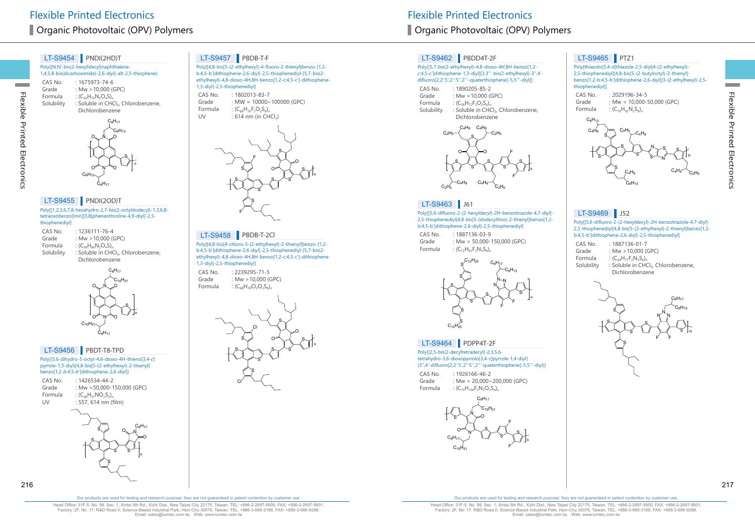# Flexible Printed Electronics

## Organic Photovoltaic (OPV) Polymers

### LT-S9454 PNDI(2HD)T

Poly{[N,N'-bis(2-hexyldecyl)naphthalene-1,4,5,8-bis(dicarboximide)-2,6-diyl]-alt-2,5-thiophene}

- CAS No. : 1675973-74-6
- Grade : Mw >10,000 (GPC)
- Formula : $(C_{50}H_{70}N_2O_4S)_n$
- Solubility : Soluble in $CHCl_3$, Chlorobenzene, Dichlorobenzene

### LT-S9455 PNDI(2OD)T

Poly[[1,2,3,6,7,8-hexahydro-2,7-bis(2-octyldodecyl)-1,3,6,8-tetraoxobenzo[lmn][3,8]phenanthroline-4,9-diyl]-2,5-thiophenediyl]

- CAS No. : 1236111-76-4
- Grade : Mw >10,000 (GPC)
- Formula : $(C_{58}H_{86}N_2O_4S)_n$
- Solubility : Soluble in $CHCl_3$, Chlorobenzene, Dichlorobenzene

### LT-S9456 PBDT-T8-TPD

Poly[(5,6-dihydro-5-octyl-4,6-dioxo-4H-thieno[3,4-c]pyrrole-1,3-diyl)[4,8-bis[5-(2-ethylhexyl)-2-thienyl]benzo[1,2-*b*:4,5-*b'*]dithiophene-2,6-diyl]]

- CAS No. : 1426534-44-2
- Grade : Mw =50,000-150,000 (GPC)
- Formula : $(C_{48}H_{57}NO_2S_5)_n$
- UV : 557, 614 nm (film)

### LT-S9457 PBDB-T-F

Poly[[4,8-bis[5-(2-ethylhexyl)-4-fluoro-2-thienyl]benzo-[1,2-b:4,5-b']dithiophene-2,6-diyl]-2,5-thiophenediyl-[5,7-bis(2-ethylhexyl)-4,8-dioxo-4H,8H-benzo[1,2-c:4,5-c']-dithiophene-1,3-diyl]-2,5-thiophenediyl]

- CAS No. : 1802013-83-7
- Grade : MW = 10000~100000 (GPC)
- Formula : $(C_{68}H_{76}F_2O_2S_8)_n$
- UV : 614 nm (in $CHCl_3$)

### LT-S9458 PBDB-T-2Cl

Poly[[4,8-bis[4-chloro-5-(2-ethylhexyl)-2-thienyl]benzo-[1,2-b:4,5-b']dithiophene-2,6-diyl]-2,5-thiophenediyl-[5,7-bis(2-ethylhexyl)-4,8-dioxo-4H,8H-benzo[1,2-c:4,5-c']-dithiophene-1,3-diyl]-2,5-thiophenediyl]

- CAS No. : 2239295-71-5
- Grade : Mw >10,000 (GPC)
- Formula : $(C_{68}H_{76}Cl_2O_2S_8)_n$

### LT-S9462 PBDD4T-2F

Poly[[5,7-bis(2-ethylhexyl)-4,8-dioxo-*4H,8H*-benzo[1,2-*c*:4,5-c']dithiophene-1,3-diyl][3,3'''-bis(2-ethylhexyl)-3'',4'-difluoro[2,2':5',2'':5'',2'''-quaterthiophene]-5,5'''-diyl]]

- CAS No. : 1890205-85-2
- Grade : Mw >10,000 (GPC)
- Formula : $(C_{58}H_{72}F_2O_2S_6)_n$
- Solubility : Soluble in $CHCl_3$, Chlorobenzene, Dichlorobenzene

### LT-S9463 J61

Poly[[5,6-difluoro-2-(2-hexyldecyl)-2H-benzotriazole-4,7-diyl]-2,5-thiophenediyl[4,8-bis[5-(dodecylthio)-2-thienyl]benzo[1,2-b:4,5-b']dithiophene-2,6-diyl]-2,5-thiophenediyl]

- CAS No. : 1887136-03-9
- Grade : Mw = 50,000-150,000 (GPC)
- Formula : $(C_{72}H_{93}F_2N_3S_8)_n$

### LT-S9464 PDPP4T-2F

Poly[[2,5-bis(2-decyltetradecyl)-2,3,5,6-tetrahydro-3,6-dioxopyrrolo[3,4-c]pyrrole-1,4-diyl](3'',4'-difluoro[2,2':5',2'':5'',2'''-quaterthiophene]-5,5'''-diyl)]

- CAS No. : 1926166-46-2
- Grade : Mw = 20,000~200,000 (GPC)
- Formula : $(C_{70}H_{104}F_2N_2O_2S_4)_n$

### LT-S9465 PTZ1

Poly[thiazolo[5,4-d]thiazole-2,5-diyl[4-(2-ethylhexyl)-2,5-thiophenediyl][4,8-bis[5-(2-butyloctyl)-2-thienyl]-benzo[1,2-b:4,5-b']dithiophene-2,6-diyl][3-(2-ethylhexyl)-2,5-thiophenediyl]]

- CAS No. : 2029196-34-5
- Grade : Mw = 10,000-50,000 (GPC)
- Formula : $(C_{70}H_{92}N_2S_8)_n$

### LT-S9469 J52

Poly[[5,6-difluoro-2-(2-hexyldecyl)-2H-benzotriazole-4,7-diyl]-2,5-thiophenediyl[4,8-bis[5-(2-ethylhexyl)-2-thienyl]benzo[1,2-b:4,5-b']dithiophene-2,6-diyl]-2,5-thiophenediyl]

- CAS No. : 1887136-01-7
- Grade : Mw >10,000 (GPC)
- Formula : $(C_{64}H_{77}F_2N_3S_6)_n$
- Solubility : Soluble in $CHCl_3$, Chlorobenzene, Dichlorobenzene

Our products are used for testing and research purpose; they are not guaranteed in patent contention by customer use.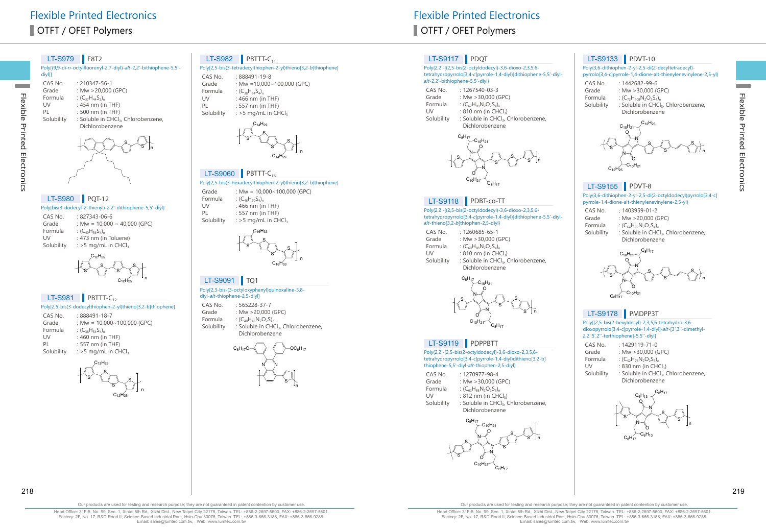# Flexible Printed Electronics

## OTFT / OFET Polymers

### LT-S979 | F8T2

Poly[(9,9-di-*n*-octylfluorenyl-2,7-diyl)-*alt*-2,2'-bithiophene-5,5'-diyl)]

| | |
|---|---|
| CAS No. | : 210347-56-1 |
| Grade | : Mw >20,000 (GPC) |
| Formula | : $(C_{37}H_{44}S_2)_n$ |
| UV | : 454 nm (in THF) |
| PL | : 500 nm (in THF) |
| Solubility | : Soluble in $CHCl_3$, Chlorobenzene, Dichlorobenzene |

### LT-S980 | PQT-12

Poly[bis(3-dodecyl-2-thienyl)-2,2'-dithiophene-5,5'-diyl]

| | |
|---|---|
| CAS No. | : 827343-06-6 |
| Grade | : Mw = 10,000 ~ 40,000 (GPC) |
| Formula | : $(C_{40}H_{56}S_4)_n$ |
| UV | : 473 nm (in Toluene) |
| Solubility | : >5 mg/mL in $CHCl_3$ |

### LT-S981 | PBTTT-$C_{12}$

Poly[2,5-bis(3-dodecylthiophen-2-yl)thieno[3,2-b]thiophene]

| | |
|---|---|
| CAS No. | : 888491-18-7 |
| Grade | : Mw = 10,000~100,000 (GPC) |
| Formula | : $(C_{38}H_{54}S_4)_n$ |
| UV | : 460 nm (in THF) |
| PL | : 557 nm (in THF) |
| Solubility | : >5 mg/mL in $CHCl_3$ |

### LT-S982 | PBTTT-$C_{14}$

Poly[2,5-bis(3-tetradecylthiophen-2-yl)thieno[3,2-*b*]thiophene]

| | |
|---|---|
| CAS No. | : 888491-19-8 |
| Grade | : Mw =10,000~100,000 (GPC) |
| Formula | : $(C_{42}H_{62}S_4)_n$ |
| UV | : 466 nm (in THF) |
| PL | : 557 nm (in THF) |
| Solubility | : >5 mg/mL in $CHCl_3$ |

### LT-S9060 | PBTTT-$C_{16}$

Poly[2,5-bis(3-hexadecylthiophen-2-yl)thieno[3,2-b]thiophene]

| | |
|---|---|
| Grade | : Mw = 10,000~100,000 (GPC) |
| Formula | : $(C_{46}H_{70}S_4)_n$ |
| UV | : 466 nm (in THF) |
| PL | : 557 nm (in THF) |
| Solubility | : >5 mg/mL in $CHCl_3$ |

### LT-S9091 | TQ1

Poly[2,3-bis-(3-octyloxyphenyl)quinoxaline-5,8-diyl-*alt*-thiophene-2,5-diyl]

| | |
|---|---|
| CAS No. | : 565228-37-7 |
| Grade | : Mw >20,000 (GPC) |
| Formula | : $(C_{40}H_{46}N_2O_2S)_n$ |
| Solubility | : Soluble in $CHCl_3$, Chlorobenzene, Dichlorobenzene |

### LT-S9117 | PDQT

Poly(2,2'-[(2,5-bis(2-octyldodecyl)-3,6-dioxo-2,3,5,6-tetrahydropyrrolo[3,4-c]pyrrole-1,4-diyl)]dithiophene-5,5'-diyl-*alt*-2,2'-bithiophene-5,5'-diyl)

| | |
|---|---|
| CAS No. | : 1267540-03-3 |
| Grade | : Mw >30,000 (GPC) |
| Formula | : $(C_{62}H_{90}N_2O_2S_4)_n$ |
| UV | : 810 nm (in $CHCl_3$) |
| Solubility | : Soluble in $CHCl_3$, Chlorobenzene, Dichlorobenzene |

### LT-S9118 | PDBT-co-TT

Poly(2,2'-[(2,5-bis(2-octyldodecyl)-3,6-dioxo-2,3,5,6-tetrahydropyrrolo[3,4-c]pyrrole-1,4-diyl)]dithiophene-5,5'-diyl-*alt*-thieno[3,2-*b*]thiophen-2,5-diyl)

| | |
|---|---|
| CAS No. | : 1260685-65-1 |
| Grade | : Mw >30,000 (GPC) |
| Formula | : $(C_{60}H_{88}N_2O_2S_4)_n$ |
| UV | : 810 nm (in $CHCl_3$) |
| Solubility | : Soluble in $CHCl_3$, Chlorobenzene, Dichlorobenzene |

### LT-S9119 | PDPPBBT

Poly(2,2'-(2,5-bis(2-octyldodecyl)-3,6-dioxo-2,3,5,6-tetrahydropyrrolo[3,4-c]pyrrole-1,4-diyl)dithieno[3,2-b]thiophene-5,5'-diyl-*alt*-thiophen-2,5-diyl)

| | |
|---|---|
| CAS No. | : 1270977-98-4 |
| Grade | : Mw >30,000 (GPC) |
| Formula | : $(C_{62}H_{88}N_2O_2S_5)_n$ |
| UV | : 812 nm (in $CHCl_3$) |
| Solubility | : Soluble in $CHCl_3$, Chlorobenzene, Dichlorobenzene |

### LT-S9133 | PDVT-10

Poly(3,6-dithiophen-2-yl-2,5-di(2-decyltetradecyl)-pyrrolo[3,4-c]pyrrole-1,4-dione-alt-thienylenevinylene-2,5-yl}

| | |
|---|---|
| CAS No. | : 1442682-99-6 |
| Grade | : Mw >30,000 (GPC) |
| Formula | : $(C_{72}H_{108}N_2O_2S_4)_n$ |
| Solubility | : Soluble in $CHCl_3$, Chlorobenzene, Dichlorobenzene |

### LT-S9155 | PDVT-8

Poly(3,6-dithiophen-2-yl-2,5-di(2-octyldodecyl)pyrrolo[3,4-c]pyrrole-1,4-dione-alt-thienylenevinylene-2,5-yl)

| | |
|---|---|
| CAS No. | : 1403959-01-2 |
| Grade | : Mw >20,000 (GPC) |
| Formula | : $(C_{64}H_{92}N_2O_2S_4)_n$ |
| Solubility | : Soluble in $CHCl_3$, Chlorobenzene, Dichlorobenzene |

### LT-S9178 | PMDPP3T

Poly[[2,5-bis(2-hexyldecyl)-2,3,5,6-tetrahydro-3,6-dioxopyrrolo[3,4-c]pyrrole-1,4-diyl]-*alt*-[3',3''-dimethyl-2,2':5',2''-terthiophene]-5,5''-diyl]

| | |
|---|---|
| CAS No. | : 1429119-71-0 |
| Grade | : Mw >30,000 (GPC) |
| Formula | : $(C_{52}H_{76}N_2O_2S_3)_n$ |
| UV | : 830 nm (in $CHCl_3$) |
| Solubility | : Soluble in $CHCl_3$, Chlorobenzene, Dichlorobenzene |

Our products are used for testing and research purpose; they are not guaranteed in patent contention by customer use.

Head Office: 31F-5, No. 99, Sec. 1, Xintai 5th Rd., Xizhi Dist., New Taipei City 22175, Taiwan. TEL: +886-2-2697-5600, FAX: +886-2-2697-5601.
Factory: 2F, No. 17, R&D Road II, Science-Based Industrial Park, Hsin-Chu 30076, Taiwan. TEL: +886-3-666-3188, FAX: +886-3-666-9288.
Email: sales@lumtec.com.tw, Web: www.lumtec.com.tw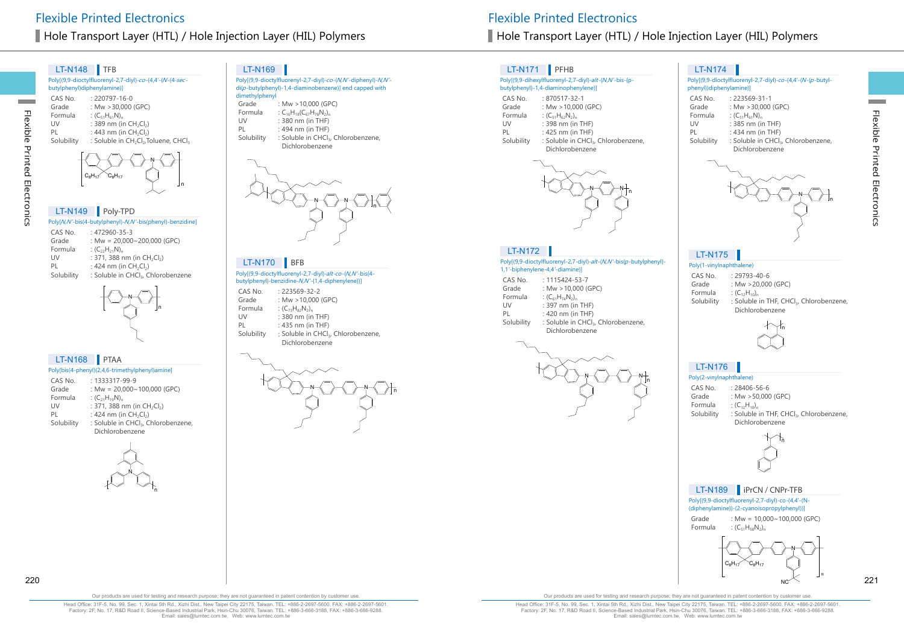# Flexible Printed Electronics

## Hole Transport Layer (HTL) / Hole Injection Layer (HIL) Polymers

### LT-N148 TFB

Poly[(9,9-dioctylfluorenyl-2,7-diyl)-*co*-(4,4′-(*N*-(4-*sec*-butylphenyl)diphenylamine)]

| | |
|---|---|
| CAS No. | : 220797-16-0 |
| Grade | : Mw >30,000 (GPC) |
| Formula | : $(C_{51}H_{61}N)_n$ |
| UV | : 389 nm (in $CH_2Cl_2$) |
| PL | : 443 nm (in $CH_2Cl_2$) |
| Solubility | : Soluble in $CH_2Cl_2$, Toluene, $CHCl_3$ |

### LT-N149 Poly-TPD

Poly[*N*,*N*′-bis(4-butylphenyl)-*N*,*N*′-bis(phenyl)-benzidine]

| | |
|---|---|
| CAS No. | : 472960-35-3 |
| Grade | : Mw = 20,000~200,000 (GPC) |
| Formula | : $(C_{22}H_{21}N)_n$ |
| UV | : 371, 388 nm (in $CH_2Cl_2$) |
| PL | : 424 nm (in $CH_2Cl_2$) |
| Solubility | : Soluble in $CHCl_3$, Chlorobenzene |

### LT-N168 PTAA

Poly[bis(4-phenyl)(2,4,6-trimethylphenyl)amine]

| | |
|---|---|
| CAS No. | : 1333317-99-9 |
| Grade | : Mw = 20,000~100,000 (GPC) |
| Formula | : $(C_{21}H_{19}N)_n$ |
| UV | : 371, 388 nm (in $CH_2Cl_2$) |
| PL | : 424 nm (in $CH_2Cl_2$) |
| Solubility | : Soluble in $CHCl_3$, Chlorobenzene, Dichlorobenzene |

### LT-N169

Poly[(9,9-dioctylfluorenyl-2,7-diyl)-*co*-(*N*,*N*′-diphenyl)-*N*,*N*′-di(*p*-butylphenyl)-1,4-diaminobenzene)] end capped with dimethylphenyl

| | |
|---|---|
| Grade | : Mw >10,000 (GPC) |
| Formula | : $C_{16}H_{18}(C_{67}H_{78}N_2)_n$ |
| UV | : 380 nm (in THF) |
| PL | : 494 nm (in THF) |
| Solubility | : Soluble in $CHCl_3$, Chlorobenzene, Dichlorobenzene |

### LT-N170 BFB

Poly[(9,9-dioctylfluorenyl-2,7-diyl)-*alt*-*co*-(*N*,*N*′-bis(4-butylphenyl)-benzidine-*N*,*N*′-{1,4-diphenylene})]

| | |
|---|---|
| CAS No. | : 223569-32-2 |
| Grade | : Mw >10,000 (GPC) |
| Formula | : $(C_{73}H_{82}N_2)_n$ |
| UV | : 380 nm (in THF) |
| PL | : 435 nm (in THF) |
| Solubility | : Soluble in $CHCl_3$, Chlorobenzene, Dichlorobenzene |

### LT-N171 PFHB

Poly[(9,9-dihexylfluorenyl-2,7-diyl)-*alt*-(*N*,*N*′-bis-(p-butylphenyl)-1,4-diaminophenylene)]

| | |
|---|---|
| CAS No. | : 870517-32-1 |
| Grade | : Mw >10,000 (GPC) |
| Formula | : $(C_{51}H_{62}N_2)_n$ |
| UV | : 398 nm (in THF) |
| PL | : 425 nm (in THF) |
| Solubility | : Soluble in $CHCl_3$, Chlorobenzene, Dichlorobenzene |

### LT-N172

Poly[(9,9-dioctylfluorenyl-2,7-diyl)-*alt*-(*N*,*N*′-bis(*p*-butylphenyl)-1,1′-biphenylene-4,4′-diamine)]

| | |
|---|---|
| CAS No. | : 1115424-53-7 |
| Grade | : Mw >10,000 (GPC) |
| Formula | : $(C_{61}H_{74}N_2)_n$ |
| UV | : 397 nm (in THF) |
| PL | : 420 nm (in THF) |
| Solubility | : Soluble in $CHCl_3$, Chlorobenzene, Dichlorobenzene |

### LT-N174

Poly[(9,9-dioctylfluorenyl-2,7-diyl)-*co*-(4,4′-(*N*-(*p*-butylphenyl))diphenylamine)]

| | |
|---|---|
| CAS No. | : 223569-31-1 |
| Grade | : Mw >30,000 (GPC) |
| Formula | : $(C_{51}H_{61}N)_n$ |
| UV | : 385 nm (in THF) |
| PL | : 434 nm (in THF) |
| Solubility | : Soluble in $CHCl_3$, Chlorobenzene, Dichlorobenzene |

### LT-N175

Poly(1-vinylnaphthalene)

| | |
|---|---|
| CAS No. | : 29793-40-6 |
| Grade | : Mw >20,000 (GPC) |
| Formula | : $(C_{12}H_{10})_n$ |
| Solubility | : Soluble in THF, $CHCl_3$, Chlorobenzene, Dichlorobenzene |

### LT-N176

Poly(2-vinylnaphthalene)

| | |
|---|---|
| CAS No. | : 28406-56-6 |
| Grade | : Mw >50,000 (GPC) |
| Formula | : $(C_{12}H_{10})_n$ |
| Solubility | : Soluble in THF, $CHCl_3$, Chlorobenzene, Dichlorobenzene |

### LT-N189 iPrCN / CNPr-TFB

Poly[(9,9-dioctylfluorenyl-2,7-diyl)-co-(4,4′-(N-(diphenylamine))-(2-cyanoisopropylphenyl))]

| | |
|---|---|
| Grade | : Mw = 10,000~100,000 (GPC) |
| Formula | : $(C_{51}H_{58}N_2)_n$ |

Our products are used for testing and research purpose; they are not guaranteed in patent contention by customer use.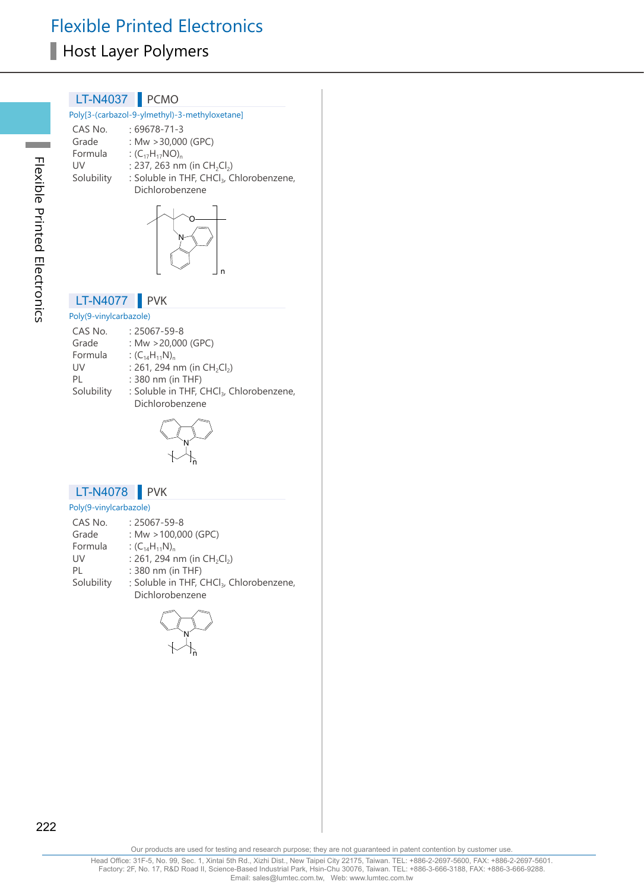# Flexible Printed Electronics

## Host Layer Polymers

### LT-N4037 PCMO

Poly[3-(carbazol-9-ylmethyl)-3-methyloxetane]

CAS No. : 69678-71-3
Grade : Mw >30,000 (GPC)
Formula : $(C_{17}H_{17}NO)_n$
UV : 237, 263 nm (in $CH_2Cl_2$)
Solubility : Soluble in THF, $CHCl_3$, Chlorobenzene, Dichlorobenzene

### LT-N4077 PVK

Poly(9-vinylcarbazole)

CAS No. : 25067-59-8
Grade : Mw >20,000 (GPC)
Formula : $(C_{14}H_{11}N)_n$
UV : 261, 294 nm (in $CH_2Cl_2$)
PL : 380 nm (in THF)
Solubility : Soluble in THF, $CHCl_3$, Chlorobenzene, Dichlorobenzene

### LT-N4078 PVK

Poly(9-vinylcarbazole)

CAS No. : 25067-59-8
Grade : Mw >100,000 (GPC)
Formula : $(C_{14}H_{11}N)_n$
UV : 261, 294 nm (in $CH_2Cl_2$)
PL : 380 nm (in THF)
Solubility : Soluble in THF, $CHCl_3$, Chlorobenzene, Dichlorobenzene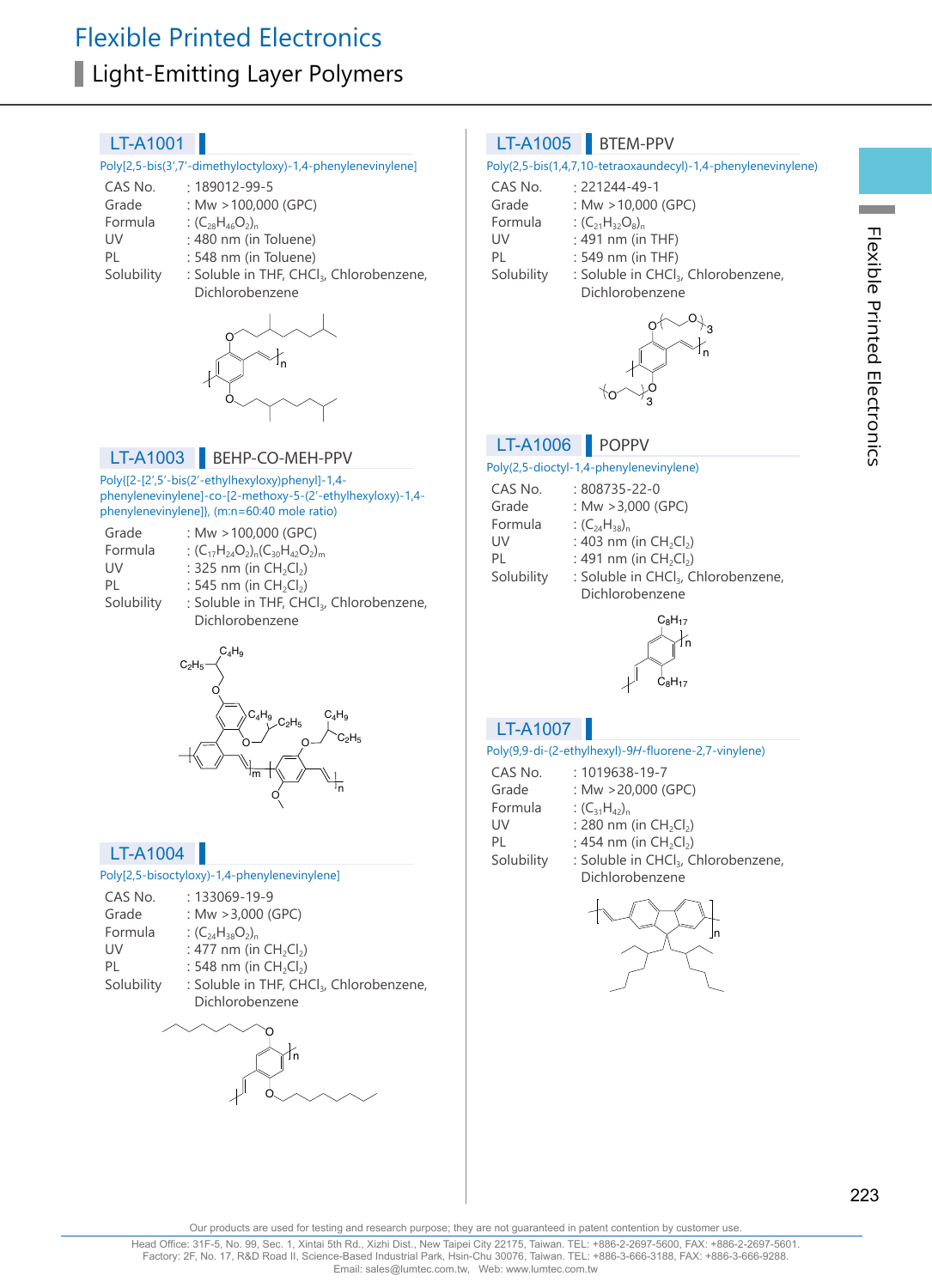# Flexible Printed Electronics

## Light-Emitting Layer Polymers

### LT-A1001

Poly[2,5-bis(3',7'-dimethyloctyloxy)-1,4-phenylenevinylene]

| | |
|---|---|
| CAS No. | : 189012-99-5 |
| Grade | : Mw >100,000 (GPC) |
| Formula | : $(C_{28}H_{46}O_2)_n$ |
| UV | : 480 nm (in Toluene) |
| PL | : 548 nm (in Toluene) |
| Solubility | : Soluble in THF, $CHCl_3$, Chlorobenzene, Dichlorobenzene |

### LT-A1003 BEHP-CO-MEH-PPV

Poly{[2-[2',5'-bis(2'-ethylhexyloxy)phenyl]-1,4-phenylenevinylene]-co-[2-methoxy-5-(2'-ethylhexyloxy)-1,4-phenylenevinylene]}, (m:n=60:40 mole ratio)

| | |
|---|---|
| Grade | : Mw >100,000 (GPC) |
| Formula | : $(C_{17}H_{24}O_2)_n(C_{30}H_{42}O_2)_m$ |
| UV | : 325 nm (in $CH_2Cl_2$) |
| PL | : 545 nm (in $CH_2Cl_2$) |
| Solubility | : Soluble in THF, $CHCl_3$, Chlorobenzene, Dichlorobenzene |

### LT-A1004

Poly[2,5-bisoctyloxy)-1,4-phenylenevinylene]

| | |
|---|---|
| CAS No. | : 133069-19-9 |
| Grade | : Mw >3,000 (GPC) |
| Formula | : $(C_{24}H_{38}O_2)_n$ |
| UV | : 477 nm (in $CH_2Cl_2$) |
| PL | : 548 nm (in $CH_2Cl_2$) |
| Solubility | : Soluble in THF, $CHCl_3$, Chlorobenzene, Dichlorobenzene |

### LT-A1005 BTEM-PPV

Poly(2,5-bis(1,4,7,10-tetraoxaundecyl)-1,4-phenylenevinylene)

| | |
|---|---|
| CAS No. | : 221244-49-1 |
| Grade | : Mw >10,000 (GPC) |
| Formula | : $(C_{21}H_{32}O_8)_n$ |
| UV | : 491 nm (in THF) |
| PL | : 549 nm (in THF) |
| Solubility | : Soluble in $CHCl_3$, Chlorobenzene, Dichlorobenzene |

### LT-A1006 POPPV

Poly(2,5-dioctyl-1,4-phenylenevinylene)

| | |
|---|---|
| CAS No. | : 808735-22-0 |
| Grade | : Mw >3,000 (GPC) |
| Formula | : $(C_{24}H_{38})_n$ |
| UV | : 403 nm (in $CH_2Cl_2$) |
| PL | : 491 nm (in $CH_2Cl_2$) |
| Solubility | : Soluble in $CHCl_3$, Chlorobenzene, Dichlorobenzene |

### LT-A1007

Poly(9,9-di-(2-ethylhexyl)-9*H*-fluorene-2,7-vinylene)

| | |
|---|---|
| CAS No. | : 1019638-19-7 |
| Grade | : Mw >20,000 (GPC) |
| Formula | : $(C_{31}H_{42})_n$ |
| UV | : 280 nm (in $CH_2Cl_2$) |
| PL | : 454 nm (in $CH_2Cl_2$) |
| Solubility | : Soluble in $CHCl_3$, Chlorobenzene, Dichlorobenzene |

Our products are used for testing and research purpose; they are not guaranteed in patent contention by customer use.

Head Office: 31F-5, No. 99, Sec. 1, Xintai 5th Rd., Xizhi Dist., New Taipei City 22175, Taiwan. TEL: +886-2-2697-5600, FAX: +886-2-2697-5601.
Factory: 2F, No. 17, R&D Road II, Science-Based Industrial Park, Hsin-Chu 30076, Taiwan. TEL: +886-3-666-3188, FAX: +886-3-666-9288.
Email: sales@lumtec.com.tw, Web: www.lumtec.com.tw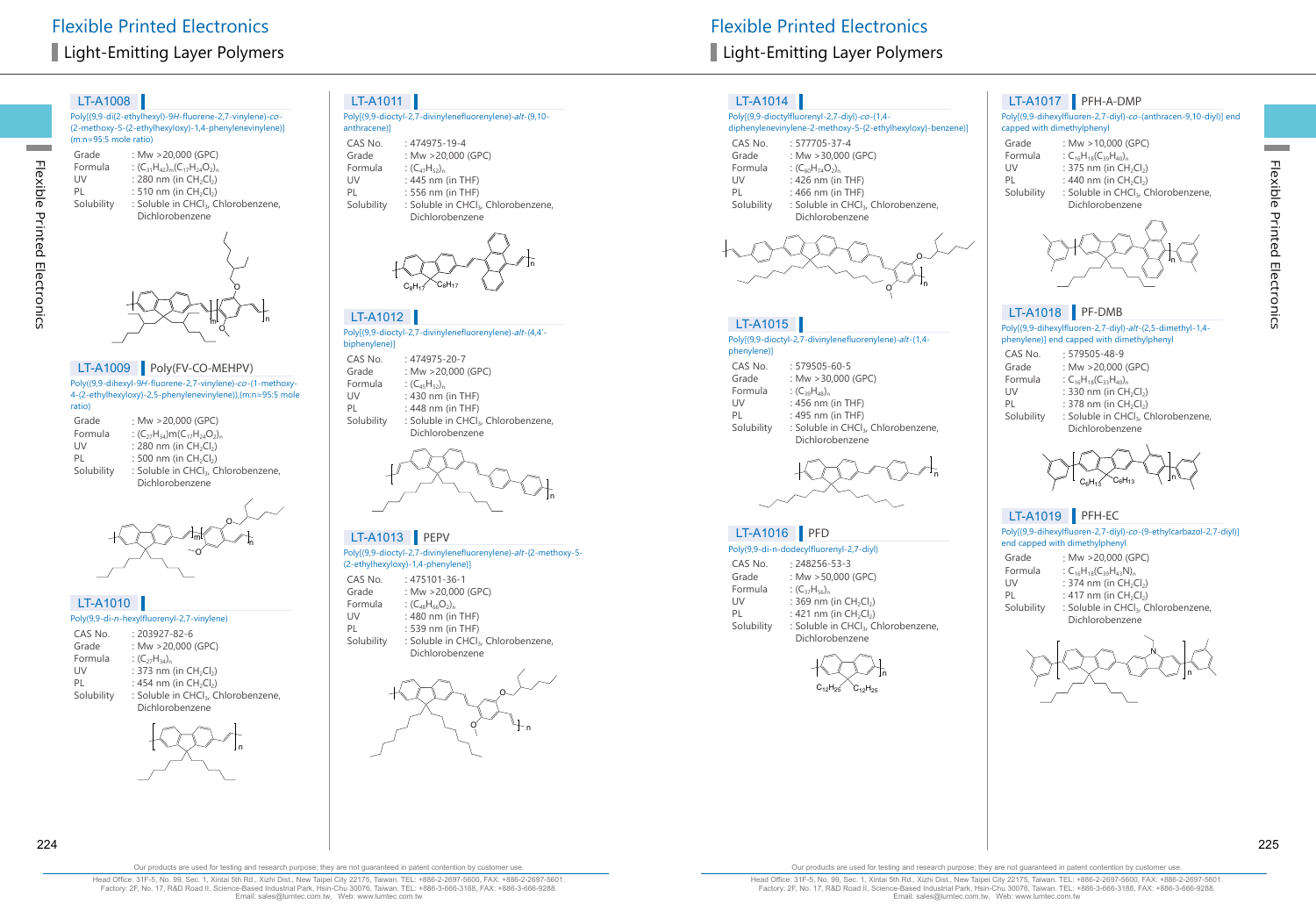# Flexible Printed Electronics

## Light-Emitting Layer Polymers

### LT-A1008

Poly[(9,9-di(2-ethylhexyl)-9*H*-fluorene-2,7-vinylene)-*co*-(2-methoxy-5-(2-ethylhexyloxy)-1,4-phenylenevinylene)] (m:n=95:5 mole ratio)

| | |
|---|---|
| Grade | : Mw >20,000 (GPC) |
| Formula | : $(C_{31}H_{42})_m(C_{17}H_{24}O_2)_n$ |
| UV | : 280 nm (in $CH_2Cl_2$) |
| PL | : 510 nm (in $CH_2Cl_2$) |
| Solubility | : Soluble in $CHCl_3$, Chlorobenzene, Dichlorobenzene |

### LT-A1009 Poly(FV-CO-MEHPV)

Poly((9,9-dihexyl-9H-fluorene-2,7-vinylene)-*co*-(1-methoxy-4-(2-ethylhexyloxy)-2,5-phenylenevinylene)),(m:n=95:5 mole ratio)

| | |
|---|---|
| Grade | : Mw >20,000 (GPC) |
| Formula | : $(C_{27}H_{34})m(C_{17}H_{24}O_2)_n$ |
| UV | : 280 nm (in $CH_2Cl_2$) |
| PL | : 500 nm (in $CH_2Cl_2$) |
| Solubility | : Soluble in $CHCl_3$, Chlorobenzene, Dichlorobenzene |

### LT-A1010

Poly(9,9-di-*n*-hexylfluorenyl-2,7-vinylene)

| | |
|---|---|
| CAS No. | : 203927-82-6 |
| Grade | : Mw >20,000 (GPC) |
| Formula | : $(C_{27}H_{34})_n$ |
| UV | : 373 nm (in $CH_2Cl_2$) |
| PL | : 454 nm (in $CH_2Cl_2$) |
| Solubility | : Soluble in $CHCl_3$, Chlorobenzene, Dichlorobenzene |

### LT-A1011

Poly[(9,9-dioctyl-2,7-divinylenefluorenylene)-*alt*-(9,10-anthracene)]

| | |
|---|---|
| CAS No. | : 474975-19-4 |
| Grade | : Mw >20,000 (GPC) |
| Formula | : $(C_{47}H_{52})_n$ |
| UV | : 445 nm (in THF) |
| PL | : 556 nm (in THF) |
| Solubility | : Soluble in $CHCl_3$, Chlorobenzene, Dichlorobenzene |

### LT-A1012

Poly[(9,9-dioctyl-2,7-divinylenefluorenylene)-*alt*-(4,4'-biphenylene)]

| | |
|---|---|
| CAS No. | : 474975-20-7 |
| Grade | : Mw >30,000 (GPC) |
| Formula | : $(C_{45}H_{52})_n$ |
| UV | : 430 nm (in THF) |
| PL | : 448 nm (in THF) |
| Solubility | : Soluble in $CHCl_3$, Chlorobenzene, Dichlorobenzene |

### LT-A1013 PEPV

Poly[(9,9-dioctyl-2,7-divinylenefluorenylene)-*alt*-(2-methoxy-5-(2-ethylhexyloxy)-1,4-phenylene)]

| | |
|---|---|
| CAS No. | : 475101-36-1 |
| Grade | : Mw >20,000 (GPC) |
| Formula | : $(C_{48}H_{66}O_2)_n$ |
| UV | : 480 nm (in THF) |
| PL | : 539 nm (in THF) |
| Solubility | : Soluble in $CHCl_3$, Chlorobenzene, Dichlorobenzene |

### LT-A1014

Poly[(9,9-dioctylfluorenyl-2,7-diyl)-*co*-(1,4-diphenylenevinylene-2-methoxy-5-{2-ethylhexyloxy}-benzene)]

| | |
|---|---|
| CAS No. | : 577705-37-4 |
| Grade | : Mw >30,000 (GPC) |
| Formula | : $(C_{60}H_{74}O_2)_n$ |
| UV | : 426 nm (in THF) |
| PL | : 466 nm (in THF) |
| Solubility | : Soluble in $CHCl_3$, Chlorobenzene, Dichlorobenzene |

### LT-A1015

Poly[(9,9-dioctyl-2,7-divinylenefluorenylene)-*alt*-(1,4-phenylene)]

| | |
|---|---|
| CAS No. | : 579505-60-5 |
| Grade | : Mw >30,000 (GPC) |
| Formula | : $(C_{39}H_{48})_n$ |
| UV | : 456 nm (in THF) |
| PL | : 495 nm (in THF) |
| Solubility | : Soluble in $CHCl_3$, Chlorobenzene, Dichlorobenzene |

### LT-A1016 PFD

Poly(9,9-di-n-dodecylfluorenyl-2,7-diyl)

| | |
|---|---|
| CAS No. | : 248256-53-3 |
| Grade | : Mw >50,000 (GPC) |
| Formula | : $(C_{37}H_{56})_n$ |
| UV | : 369 nm (in $CH_2Cl_2$) |
| PL | : 421 nm (in $CH_2Cl_2$) |
| Solubility | : Soluble in $CHCl_3$, Chlorobenzene, Dichlorobenzene |

### LT-A1017 PFH-A-DMP

Poly[(9,9-dihexylfluoren-2,7-diyl)-*co*-(anthracen-9,10-diyl)] end capped with dimethylphenyl

| | |
|---|---|
| Grade | : Mw >10,000 (GPC) |
| Formula | : $C_{16}H_{18}(C_{39}H_{40})_n$ |
| UV | : 375 nm (in $CH_2Cl_2$) |
| PL | : 440 nm (in $CH_2Cl_2$) |
| Solubility | : Soluble in $CHCl_3$, Chlorobenzene, Dichlorobenzene |

### LT-A1018 PF-DMB

Poly[(9,9-dihexylfluoren-2,7-diyl)-*alt*-(2,5-dimethyl-1,4-phenylene)] end capped with dimethylphenyl

| | |
|---|---|
| CAS No. | : 579505-48-9 |
| Grade | : Mw >20,000 (GPC) |
| Formula | : $C_{16}H_{18}(C_{33}H_{40})_n$ |
| UV | : 330 nm (in $CH_2Cl_2$) |
| PL | : 378 nm (in $CH_2Cl_2$) |
| Solubility | : Soluble in $CHCl_3$, Chlorobenzene, Dichlorobenzene |

### LT-A1019 PFH-EC

Poly[(9,9-dihexylfluoren-2,7-diyl)-*co*-(9-ethylcarbazol-2,7-diyl)] end capped with dimethylphenyl

| | |
|---|---|
| Grade | : Mw >20,000 (GPC) |
| Formula | : $C_{16}H_{18}(C_{39}H_{43}N)_n$ |
| UV | : 374 nm (in $CH_2Cl_2$) |
| PL | : 417 nm (in $CH_2Cl_2$) |
| Solubility | : Soluble in $CHCl_3$, Chlorobenzene, Dichlorobenzene |

Our products are used for testing and research purpose; they are not guaranteed in patent contention by customer use.

Head Office: 31F-5, No. 99, Sec. 1, Xintai 5th Rd., Xizhi Dist., New Taipei City 22175, Taiwan. TEL: +886-2-2697-5600, FAX: +886-2-2697-5601.
Factory: 2F, No. 17, R&D Road II, Science-Based Industrial Park, Hsin-Chu 30076, Taiwan. TEL: +886-3-666-3188, FAX: +886-3-666-9288.
Email: sales@lumtec.com.tw, Web: www.lumtec.com.tw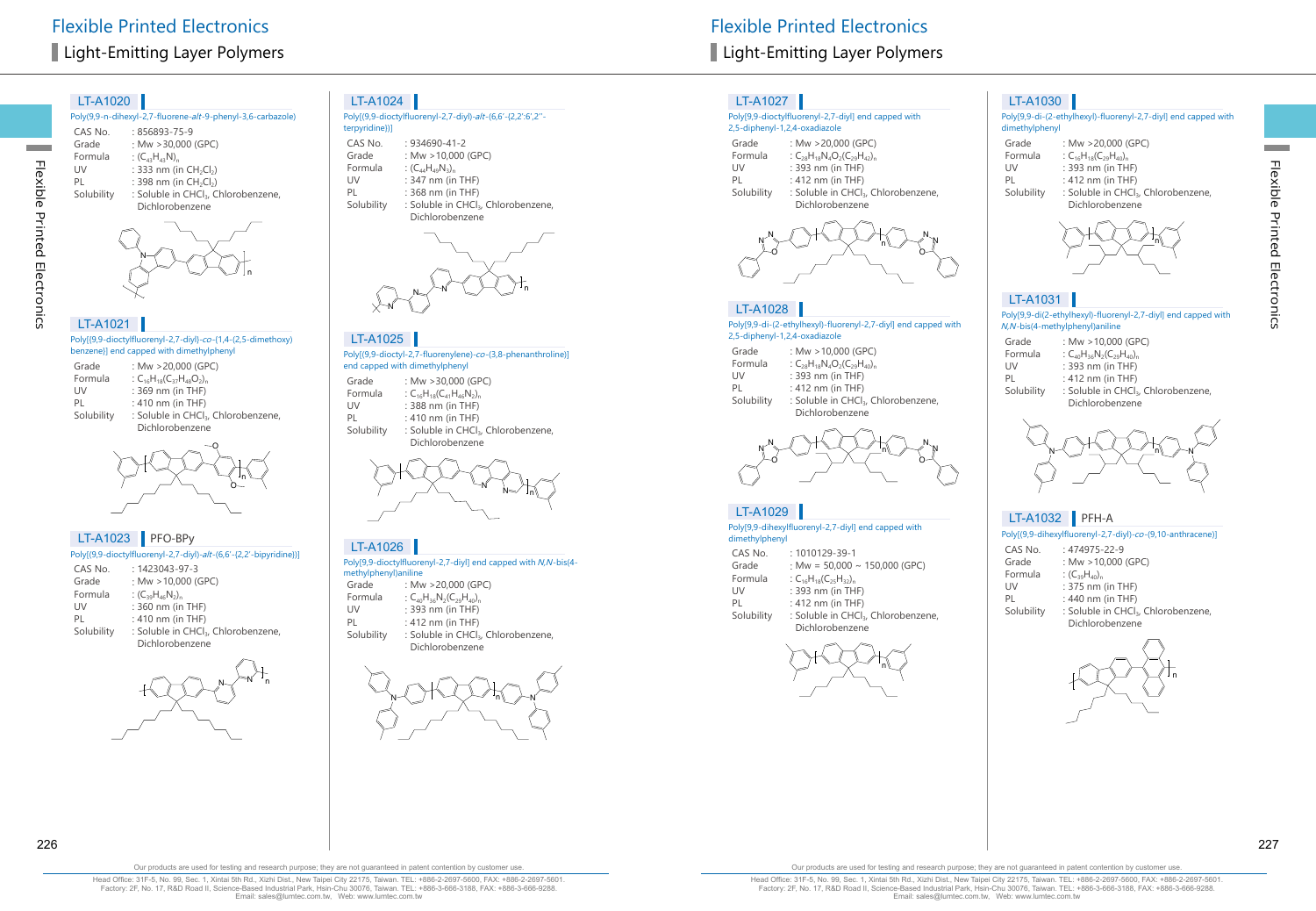# Flexible Printed Electronics

## Light-Emitting Layer Polymers

### LT-A1020

Poly(9,9-n-dihexyl-2,7-fluorene-*alt*-9-phenyl-3,6-carbazole)

| | |
|---|---|
| CAS No. | : 856893-75-9 |
| Grade | : Mw >30,000 (GPC) |
| Formula | : $(C_{43}H_{43}N)_n$ |
| UV | : 333 nm (in $CH_2Cl_2$) |
| PL | : 398 nm (in $CH_2Cl_2$) |
| Solubility | : Soluble in $CHCl_3$, Chlorobenzene, Dichlorobenzene |

### LT-A1021

Poly[(9,9-dioctylfluorenyl-2,7-diyl)-*co*-(1,4-(2,5-dimethoxy)benzene)] end capped with dimethylphenyl

| | |
|---|---|
| Grade | : Mw >20,000 (GPC) |
| Formula | : $C_{16}H_{18}(C_{37}H_{48}O_2)_n$ |
| UV | : 369 nm (in THF) |
| PL | : 410 nm (in THF) |
| Solubility | : Soluble in $CHCl_3$, Chlorobenzene, Dichlorobenzene |

### LT-A1023 PFO-BPy

Poly[(9,9-dioctylfluorenyl-2,7-diyl)-*alt*-(6,6'-{2,2'-bipyridine})]

| | |
|---|---|
| CAS No. | : 1423043-97-3 |
| Grade | : Mw >10,000 (GPC) |
| Formula | : $(C_{39}H_{46}N_2)_n$ |
| UV | : 360 nm (in THF) |
| PL | : 410 nm (in THF) |
| Solubility | : Soluble in $CHCl_3$, Chlorobenzene, Dichlorobenzene |

### LT-A1024

Poly[(9,9-dioctylfluorenyl-2,7-diyl)-*alt*-(6,6'-{2,2':6',2''-terpyridine})]

| | |
|---|---|
| CAS No. | : 934690-41-2 |
| Grade | : Mw >10,000 (GPC) |
| Formula | : $(C_{44}H_{49}N_3)_n$ |
| UV | : 347 nm (in THF) |
| PL | : 368 nm (in THF) |
| Solubility | : Soluble in $CHCl_3$, Chlorobenzene, Dichlorobenzene |

### LT-A1025

Poly[(9,9-dioctyl-2,7-fluorenylene)-*co*-(3,8-phenanthroline)] end capped with dimethylphenyl

| | |
|---|---|
| Grade | : Mw >30,000 (GPC) |
| Formula | : $C_{16}H_{18}(C_{41}H_{46}N_2)_n$ |
| UV | : 388 nm (in THF) |
| PL | : 410 nm (in THF) |
| Solubility | : Soluble in $CHCl_3$, Chlorobenzene, Dichlorobenzene |

### LT-A1026

Poly[9,9-dioctylfluorenyl-2,7-diyl] end capped with *N,N*-bis(4-methylphenyl)aniline

| | |
|---|---|
| Grade | : Mw >20,000 (GPC) |
| Formula | : $C_{40}H_{36}N_2(C_{29}H_{40})_n$ |
| UV | : 393 nm (in THF) |
| PL | : 412 nm (in THF) |
| Solubility | : Soluble in $CHCl_3$, Chlorobenzene, Dichlorobenzene |

### LT-A1027

Poly[(9,9-dioctylfluorenyl-2,7-diyl] end capped with 2,5-diphenyl-1,2,4-oxadiazole

| | |
|---|---|
| Grade | : Mw >20,000 (GPC) |
| Formula | : $C_{28}H_{18}N_4O_2(C_{29}H_{42})_n$ |
| UV | : 393 nm (in THF) |
| PL | : 412 nm (in THF) |
| Solubility | : Soluble in $CHCl_3$, Chlorobenzene, Dichlorobenzene |

### LT-A1028

Poly[9,9-di-(2-ethylhexyl)-fluorenyl-2,7-diyl] end capped with 2,5-diphenyl-1,2,4-oxadiazole

| | |
|---|---|
| Grade | : Mw >10,000 (GPC) |
| Formula | : $C_{28}H_{18}N_4O_2(C_{29}H_{40})_n$ |
| UV | : 393 nm (in THF) |
| PL | : 412 nm (in THF) |
| Solubility | : Soluble in $CHCl_3$, Chlorobenzene, Dichlorobenzene |

### LT-A1029

Poly[9,9-dihexylfluorenyl-2,7-diyl] end capped with dimethylphenyl

| | |
|---|---|
| CAS No. | : 1010129-39-1 |
| Grade | : Mw = 50,000 ~ 150,000 (GPC) |
| Formula | : $C_{16}H_{18}(C_{25}H_{32})_n$ |
| UV | : 393 nm (in THF) |
| PL | : 412 nm (in THF) |
| Solubility | : Soluble in $CHCl_3$, Chlorobenzene, Dichlorobenzene |

### LT-A1030

Poly[9,9-di-(2-ethylhexyl)-fluorenyl-2,7-diyl] end capped with dimethylphenyl

| | |
|---|---|
| Grade | : Mw >20,000 (GPC) |
| Formula | : $C_{16}H_{18}(C_{29}H_{40})_n$ |
| UV | : 393 nm (in THF) |
| PL | : 412 nm (in THF) |
| Solubility | : Soluble in $CHCl_3$, Chlorobenzene, Dichlorobenzene |

### LT-A1031

Poly[9,9-di(2-ethylhexyl)-fluorenyl-2,7-diyl] end capped with *N,N*-bis(4-methylphenyl)aniline

| | |
|---|---|
| Grade | : Mw >10,000 (GPC) |
| Formula | : $C_{40}H_{36}N_2(C_{29}H_{40})_n$ |
| UV | : 393 nm (in THF) |
| PL | : 412 nm (in THF) |
| Solubility | : Soluble in $CHCl_3$, Chlorobenzene, Dichlorobenzene |

### LT-A1032 PFH-A

Poly[(9,9-dihexylfluorenyl-2,7-diyl)-*co*-(9,10-anthracene)]

| | |
|---|---|
| CAS No. | : 474975-22-9 |
| Grade | : Mw >10,000 (GPC) |
| Formula | : $(C_{39}H_{40})_n$ |
| UV | : 375 nm (in THF) |
| PL | : 440 nm (in THF) |
| Solubility | : Soluble in $CHCl_3$, Chlorobenzene, Dichlorobenzene |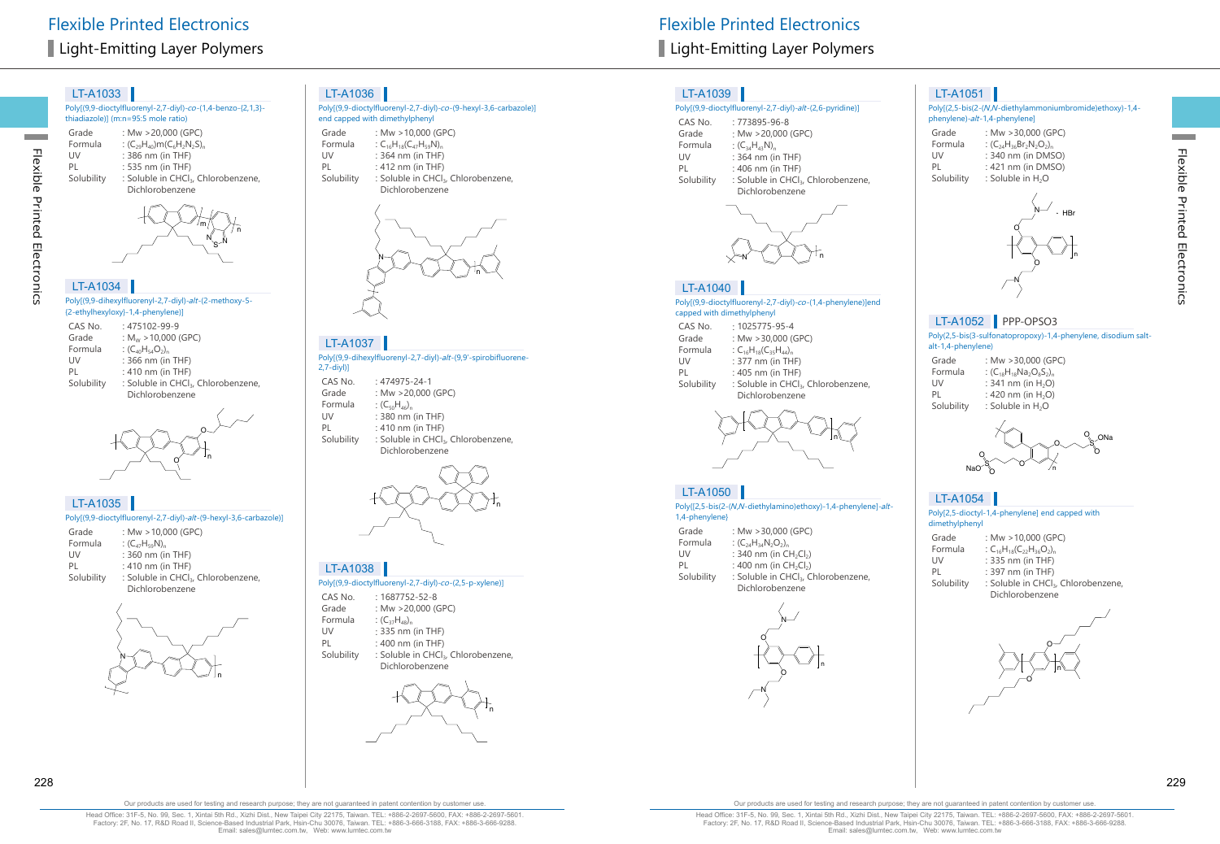# Flexible Printed Electronics

## Light-Emitting Layer Polymers

### LT-A1033

Poly[(9,9-dioctylfluorenyl-2,7-diyl)-*co*-(1,4-benzo-{2,1,3}-thiadiazole)] (m:n=95:5 mole ratio)

- Grade: Mw >20,000 (GPC)
- Formula: $(C_{29}H_{40})m(C_6H_2N_2S)_n$
- UV: 386 nm (in THF)
- PL: 535 nm (in THF)
- Solubility: Soluble in $CHCl_3$, Chlorobenzene, Dichlorobenzene

### LT-A1034

Poly[(9,9-dihexylfluorenyl-2,7-diyl)-*alt*-(2-methoxy-5-(2-ethylhexyloxy)-1,4-phenylene)]

- CAS No.: 475102-99-9
- Grade: $M_W$ >10,000 (GPC)
- Formula: $(C_{40}H_{54}O_2)_n$
- UV: 366 nm (in THF)
- PL: 410 nm (in THF)
- Solubility: Soluble in $CHCl_3$, Chlorobenzene, Dichlorobenzene

### LT-A1035

Poly[(9,9-dioctylfluorenyl-2,7-diyl)-*alt*-(9-hexyl-3,6-carbazole)]

- Grade: Mw >10,000 (GPC)
- Formula: $(C_{47}H_{59}N)_n$
- UV: 360 nm (in THF)
- PL: 410 nm (in THF)
- Solubility: Soluble in $CHCl_3$, Chlorobenzene, Dichlorobenzene

### LT-A1036

Poly[(9,9-dioctylfluorenyl-2,7-diyl)-*co*-(9-hexyl-3,6-carbazole)] end capped with dimethylphenyl

- Grade: Mw >10,000 (GPC)
- Formula: $C_{16}H_{18}(C_{47}H_{59}N)_n$
- UV: 364 nm (in THF)
- PL: 412 nm (in THF)
- Solubility: Soluble in $CHCl_3$, Chlorobenzene, Dichlorobenzene

### LT-A1037

Poly[(9,9-dihexylfluorenyl-2,7-diyl)-*alt*-(9,9'-spirobifluorene-2,7-diyl)]

- CAS No.: 474975-24-1
- Grade: Mw >20,000 (GPC)
- Formula: $(C_{50}H_{46})_n$
- UV: 380 nm (in THF)
- PL: 410 nm (in THF)
- Solubility: Soluble in $CHCl_3$, Chlorobenzene, Dichlorobenzene

### LT-A1038

Poly[(9,9-dioctylfluorenyl-2,7-diyl)-*co*-(2,5-p-xylene)]

- CAS No.: 1687752-52-8
- Grade: Mw >20,000 (GPC)
- Formula: $(C_{37}H_{48})_n$
- UV: 335 nm (in THF)
- PL: 400 nm (in THF)
- Solubility: Soluble in $CHCl_3$, Chlorobenzene, Dichlorobenzene

### LT-A1039

Poly[(9,9-dioctylfluorenyl-2,7-diyl)-*alt*-(2,6-pyridine)]

- CAS No.: 773895-96-8
- Grade: Mw >20,000 (GPC)
- Formula: $(C_{34}H_{43}N)_n$
- UV: 364 nm (in THF)
- PL: 406 nm (in THF)
- Solubility: Soluble in $CHCl_3$, Chlorobenzene, Dichlorobenzene

### LT-A1040

Poly[(9,9-dioctylfluorenyl-2,7-diyl)-*co*-(1,4-phenylene)]end capped with dimethylphenyl

- CAS No.: 1025775-95-4
- Grade: Mw >30,000 (GPC)
- Formula: $C_{16}H_{18}(C_{35}H_{44})_n$
- UV: 377 nm (in THF)
- PL: 405 nm (in THF)
- Solubility: Soluble in $CHCl_3$, Chlorobenzene, Dichlorobenzene

### LT-A1050

Poly[{2,5-bis(2-(*N*,*N*-diethylamino)ethoxy)-1,4-phenylene}-*alt*-1,4-phenylene]

- Grade: Mw >30,000 (GPC)
- Formula: $(C_{24}H_{34}N_2O_2)_n$
- UV: 340 nm (in $CH_2Cl_2$)
- PL: 400 nm (in $CH_2Cl_2$)
- Solubility: Soluble in $CHCl_3$, Chlorobenzene, Dichlorobenzene

### LT-A1051

Poly[(2,5-bis(2-(*N*,*N*-diethylammoniumbromide)ethoxy)-1,4-phenylene)-*alt*-1,4-phenylene]

- Grade: Mw >30,000 (GPC)
- Formula: $(C_{24}H_{36}Br_2N_2O_2)_n$
- UV: 340 nm (in DMSO)
- PL: 421 nm (in DMSO)
- Solubility: Soluble in $H_2O$

### LT-A1052 PPP-OPSO3

Poly(2,5-bis(3-sulfonatopropoxy)-1,4-phenylene, disodium salt-alt-1,4-phenylene)

- Grade: Mw >30,000 (GPC)
- Formula: $(C_{18}H_{18}Na_2O_8S_2)_n$
- UV: 341 nm (in $H_2O$)
- PL: 420 nm (in $H_2O$)
- Solubility: Soluble in $H_2O$

### LT-A1054

Poly[2,5-dioctyl-1,4-phenylene] end capped with dimethylphenyl

- Grade: Mw >10,000 (GPC)
- Formula: $C_{16}H_{18}(C_{22}H_{36}O_2)_n$
- UV: 335 nm (in THF)
- PL: 397 nm (in THF)
- Solubility: Soluble in $CHCl_3$, Chlorobenzene, Dichlorobenzene

Our products are used for testing and research purpose; they are not guaranteed in patent contention by customer use.

Head Office: 31F-5, No. 99, Sec. 1, Xintai 5th Rd., Xizhi Dist., New Taipei City 22175, Taiwan. TEL: +886-2-2697-5600, FAX: +886-2-2697-5601.
Factory: 2F, No. 17, R&D Road II, Science-Based Industrial Park, Hsin-Chu 30076, Taiwan. TEL: +886-3-666-3188, FAX: +886-3-666-9288.
Email: sales@lumtec.com.tw, Web: www.lumtec.com.tw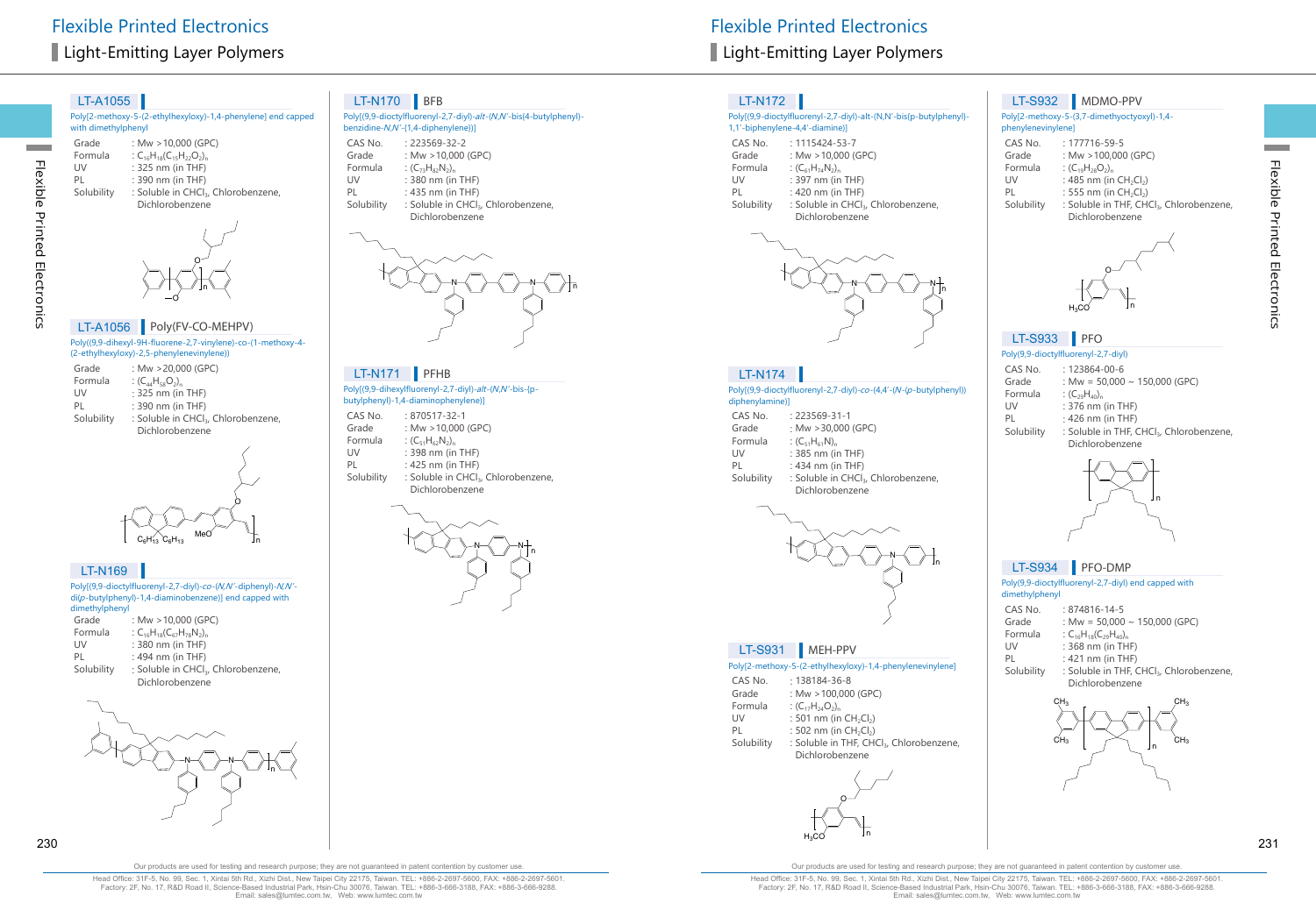# Flexible Printed Electronics

## Light-Emitting Layer Polymers

### LT-A1055

Poly[2-methoxy-5-(2-ethylhexyloxy)-1,4-phenylene] end capped with dimethylphenyl

| | |
|---|---|
| Grade | : Mw >10,000 (GPC) |
| Formula | : $C_{16}H_{18}(C_{15}H_{22}O_2)_n$ |
| UV | : 325 nm (in THF) |
| PL | : 390 nm (in THF) |
| Solubility | : Soluble in $CHCl_3$, Chlorobenzene, Dichlorobenzene |

### LT-A1056 Poly(FV-CO-MEHPV)

Poly((9,9-dihexyl-9H-fluorene-2,7-vinylene)-co-(1-methoxy-4-(2-ethylhexyloxy)-2,5-phenylenevinylene))

| | |
|---|---|
| Grade | : Mw >20,000 (GPC) |
| Formula | : $(C_{44}H_{58}O_2)_n$ |
| UV | : 325 nm (in THF) |
| PL | : 390 nm (in THF) |
| Solubility | : Soluble in $CHCl_3$, Chlorobenzene, Dichlorobenzene |

### LT-N169

Poly[(9,9-dioctylfluorenyl-2,7-diyl)-*co*-(*N*,*N'*-diphenyl)-*N*,*N'*-di(*p*-butylphenyl)-1,4-diaminobenzene)] end capped with dimethylphenyl

| | |
|---|---|
| Grade | : Mw >10,000 (GPC) |
| Formula | : $C_{16}H_{18}(C_{67}H_{78}N_2)_n$ |
| UV | : 380 nm (in THF) |
| PL | : 494 nm (in THF) |
| Solubility | : Soluble in $CHCl_3$, Chlorobenzene, Dichlorobenzene |

### LT-N170 BFB

Poly[(9,9-dioctylfluorenyl-2,7-diyl)-*alt*-(*N*,*N'*-bis(4-butylphenyl)-benzidine-*N*,*N'*-{1,4-diphenylene})]

| | |
|---|---|
| CAS No. | : 223569-32-2 |
| Grade | : Mw >10,000 (GPC) |
| Formula | : $(C_{73}H_{82}N_2)_n$ |
| UV | : 380 nm (in THF) |
| PL | : 435 nm (in THF) |
| Solubility | : Soluble in $CHCl_3$, Chlorobenzene, Dichlorobenzene |

### LT-N171 PFHB

Poly[(9,9-dihexylfluorenyl-2,7-diyl)-*alt*-(*N*,*N'*-bis-{p-butylphenyl}-1,4-diaminophenylene)]

| | |
|---|---|
| CAS No. | : 870517-32-1 |
| Grade | : Mw >10,000 (GPC) |
| Formula | : $(C_{51}H_{62}N_2)_n$ |
| UV | : 398 nm (in THF) |
| PL | : 425 nm (in THF) |
| Solubility | : Soluble in $CHCl_3$, Chlorobenzene, Dichlorobenzene |

### LT-N172

Poly[(9,9-dioctylfluorenyl-2,7-diyl)-alt-(N,N'-bis(p-butylphenyl)-1,1'-biphenylene-4,4'-diamine)]

| | |
|---|---|
| CAS No. | : 1115424-53-7 |
| Grade | : Mw >10,000 (GPC) |
| Formula | : $(C_{61}H_{74}N_2)_n$ |
| UV | : 397 nm (in THF) |
| PL | : 420 nm (in THF) |
| Solubility | : Soluble in $CHCl_3$, Chlorobenzene, Dichlorobenzene |

### LT-N174

Poly[(9,9-dioctylfluorenyl-2,7-diyl)-*co*-(4,4'-(*N*-(*p*-butylphenyl)) diphenylamine)]

| | |
|---|---|
| CAS No. | : 223569-31-1 |
| Grade | : Mw >30,000 (GPC) |
| Formula | : $(C_{51}H_{61}N)_n$ |
| UV | : 385 nm (in THF) |
| PL | : 434 nm (in THF) |
| Solubility | : Soluble in $CHCl_3$, Chlorobenzene, Dichlorobenzene |

### LT-S931 MEH-PPV

Poly[2-methoxy-5-(2-ethylhexyloxy)-1,4-phenylenevinylene]

| | |
|---|---|
| CAS No. | : 138184-36-8 |
| Grade | : Mw >100,000 (GPC) |
| Formula | : $(C_{17}H_{24}O_2)_n$ |
| UV | : 501 nm (in $CH_2Cl_2$) |
| PL | : 502 nm (in $CH_2Cl_2$) |
| Solubility | : Soluble in THF, $CHCl_3$, Chlorobenzene, Dichlorobenzene |

### LT-S932 MDMO-PPV

Poly[2-methoxy-5-(3,7-dimethyoctyoxyl)-1,4-phenylenevinylene]

| | |
|---|---|
| CAS No. | : 177716-59-5 |
| Grade | : Mw >100,000 (GPC) |
| Formula | : $(C_{19}H_{28}O_2)_n$ |
| UV | : 485 nm (in $CH_2Cl_2$) |
| PL | : 555 nm (in $CH_2Cl_2$) |
| Solubility | : Soluble in THF, $CHCl_3$, Chlorobenzene, Dichlorobenzene |

### LT-S933 PFO

Poly(9,9-dioctylfluorenyl-2,7-diyl)

| | |
|---|---|
| CAS No. | : 123864-00-6 |
| Grade | : Mw = 50,000 ~ 150,000 (GPC) |
| Formula | : $(C_{29}H_{40})_n$ |
| UV | : 376 nm (in THF) |
| PL | : 426 nm (in THF) |
| Solubility | : Soluble in THF, $CHCl_3$, Chlorobenzene, Dichlorobenzene |

### LT-S934 PFO-DMP

Poly(9,9-dioctylfluorenyl-2,7-diyl) end capped with dimethylphenyl

| | |
|---|---|
| CAS No. | : 874816-14-5 |
| Grade | : Mw = 50,000 ~ 150,000 (GPC) |
| Formula | : $C_{16}H_{18}(C_{29}H_{40})_n$ |
| UV | : 368 nm (in THF) |
| PL | : 421 nm (in THF) |
| Solubility | : Soluble in THF, $CHCl_3$, Chlorobenzene, Dichlorobenzene |

Our products are used for testing and research purpose; they are not guaranteed in patent contention by customer use.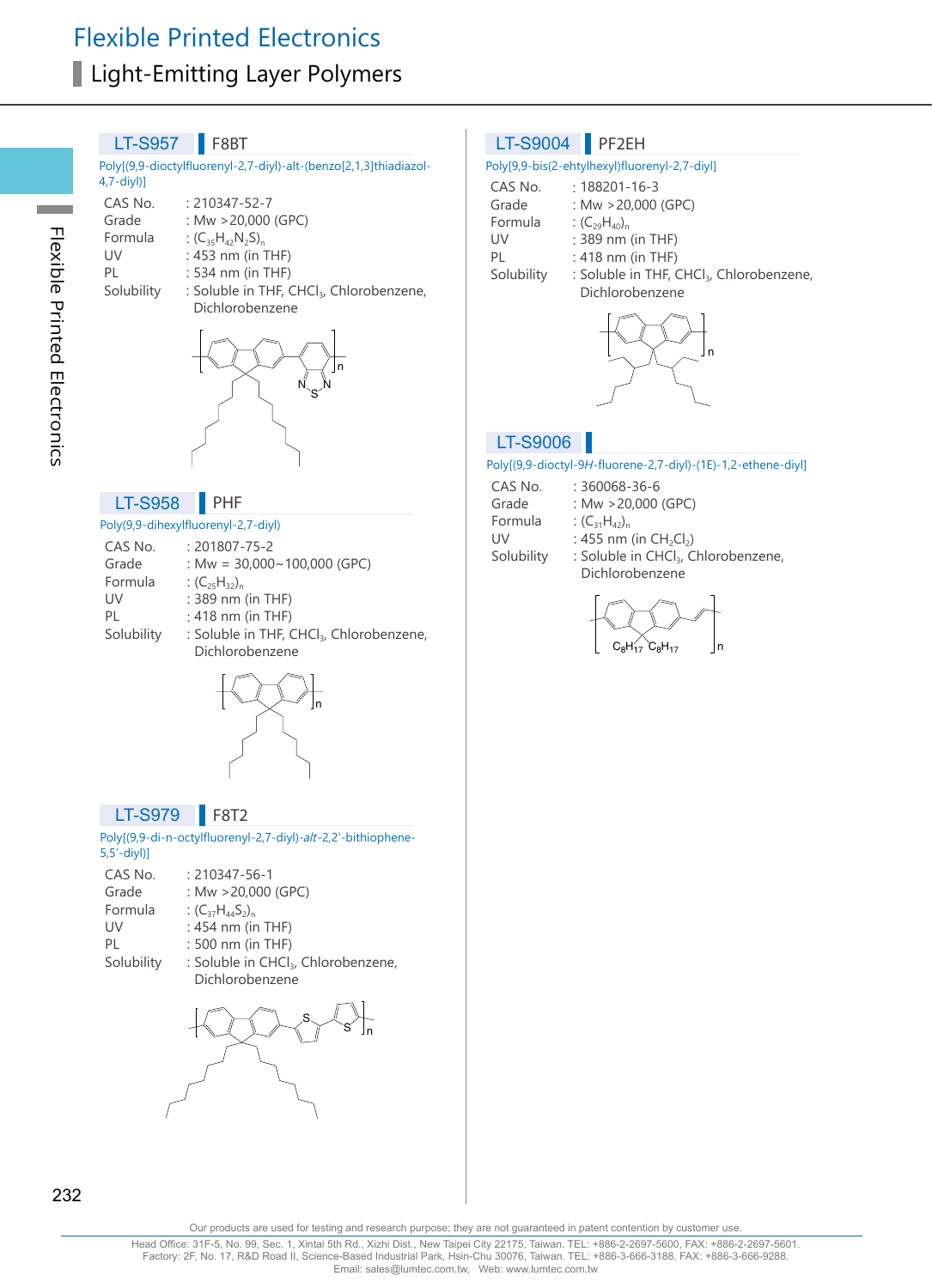# Flexible Printed Electronics

## Light-Emitting Layer Polymers

### LT-S957 F8BT

Poly[(9,9-dioctylfluorenyl-2,7-diyl)-alt-(benzo[2,1,3]thiadiazol-4,7-diyl)]

| | |
|---|---|
| CAS No. | : 210347-52-7 |
| Grade | : Mw >20,000 (GPC) |
| Formula | : $(C_{35}H_{42}N_2S)_n$ |
| UV | : 453 nm (in THF) |
| PL | : 534 nm (in THF) |
| Solubility | : Soluble in THF, $CHCl_3$, Chlorobenzene, Dichlorobenzene |

### LT-S958 PHF

Poly(9,9-dihexylfluorenyl-2,7-diyl)

| | |
|---|---|
| CAS No. | : 201807-75-2 |
| Grade | : Mw = 30,000~100,000 (GPC) |
| Formula | : $(C_{25}H_{32})_n$ |
| UV | : 389 nm (in THF) |
| PL | : 418 nm (in THF) |
| Solubility | : Soluble in THF, $CHCl_3$, Chlorobenzene, Dichlorobenzene |

### LT-S979 F8T2

Poly[(9,9-di-n-octylfluorenyl-2,7-diyl)-*alt*-2,2'-bithiophene-5,5'-diyl)]

| | |
|---|---|
| CAS No. | : 210347-56-1 |
| Grade | : Mw >20,000 (GPC) |
| Formula | : $(C_{37}H_{44}S_2)_n$ |
| UV | : 454 nm (in THF) |
| PL | : 500 nm (in THF) |
| Solubility | : Soluble in $CHCl_3$, Chlorobenzene, Dichlorobenzene |

### LT-S9004 PF2EH

Poly[9,9-bis(2-ehtylhexyl)fluorenyl-2,7-diyl]

| | |
|---|---|
| CAS No. | : 188201-16-3 |
| Grade | : Mw >20,000 (GPC) |
| Formula | : $(C_{29}H_{40})_n$ |
| UV | : 389 nm (in THF) |
| PL | : 418 nm (in THF) |
| Solubility | : Soluble in THF, $CHCl_3$, Chlorobenzene, Dichlorobenzene |

### LT-S9006

Poly[(9,9-dioctyl-9*H*-fluorene-2,7-diyl)-(1E)-1,2-ethene-diyl]

| | |
|---|---|
| CAS No. | : 360068-36-6 |
| Grade | : Mw >20,000 (GPC) |
| Formula | : $(C_{31}H_{42})_n$ |
| UV | : 455 nm (in $CH_2Cl_2$) |
| Solubility | : Soluble in $CHCl_3$, Chlorobenzene, Dichlorobenzene |

Our products are used for testing and research purpose; they are not guaranteed in patent contention by customer use.

Head Office: 31F-5, No. 99, Sec. 1, Xintai 5th Rd., Xizhi Dist., New Taipei City 22175, Taiwan. TEL: +886-2-2697-5600, FAX: +886-2-2697-5601.
Factory: 2F, No. 17, R&D Road II, Science-Based Industrial Park, Hsin-Chu 30076, Taiwan. TEL: +886-3-666-3188, FAX: +886-3-666-9288.
Email: sales@lumtec.com.tw, Web: www.lumtec.com.tw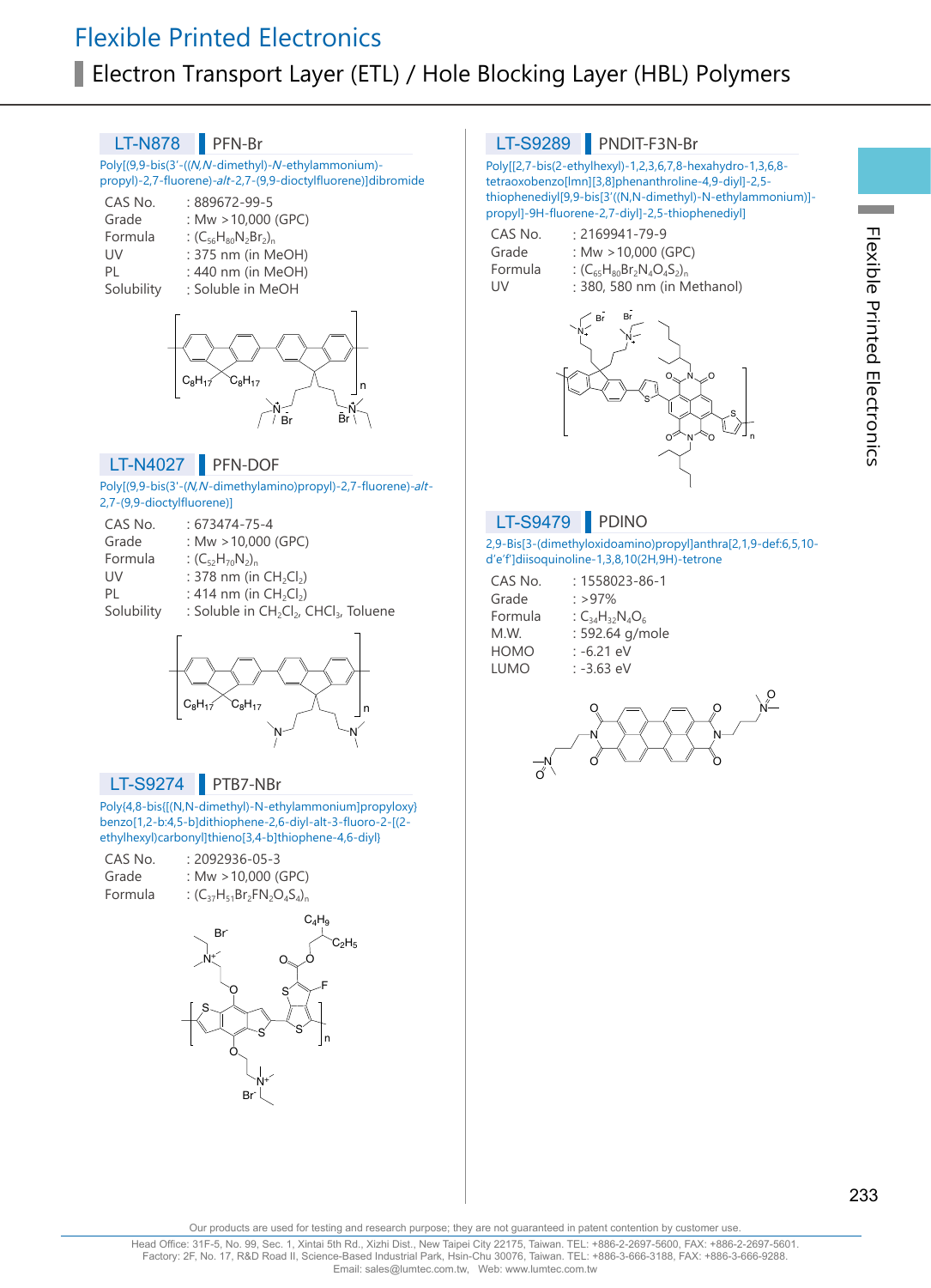# Flexible Printed Electronics

## Electron Transport Layer (ETL) / Hole Blocking Layer (HBL) Polymers

### LT-N878 | PFN-Br

Poly[(9,9-bis(3'-((*N*,*N*-dimethyl)-*N*-ethylammonium)-propyl)-2,7-fluorene)-*alt*-2,7-(9,9-dioctylfluorene)]dibromide

| | |
|---|---|
| CAS No. | : 889672-99-5 |
| Grade | : Mw >10,000 (GPC) |
| Formula | : $(C_{56}H_{80}N_2Br_2)_n$ |
| UV | : 375 nm (in MeOH) |
| PL | : 440 nm (in MeOH) |
| Solubility | : Soluble in MeOH |

### LT-N4027 | PFN-DOF

Poly[(9,9-bis(3'-(*N*,*N*-dimethylamino)propyl)-2,7-fluorene)-*alt*-2,7-(9,9-dioctylfluorene)]

| | |
|---|---|
| CAS No. | : 673474-75-4 |
| Grade | : Mw >10,000 (GPC) |
| Formula | : $(C_{52}H_{70}N_2)_n$ |
| UV | : 378 nm (in $CH_2Cl_2$) |
| PL | : 414 nm (in $CH_2Cl_2$) |
| Solubility | : Soluble in $CH_2Cl_2$, $CHCl_3$, Toluene |

### LT-S9274 | PTB7-NBr

Poly{4,8-bis[[(N,N-dimethyl)-N-ethylammonium]propyloxy}benzo[1,2-b:4,5-b]dithiophene-2,6-diyl-alt-3-fluoro-2-[(2-ethylhexyl)carbonyl]thieno[3,4-b]thiophene-4,6-diyl}

| | |
|---|---|
| CAS No. | : 2092936-05-3 |
| Grade | : Mw >10,000 (GPC) |
| Formula | : $(C_{37}H_{51}Br_2FN_2O_4S_4)_n$ |

### LT-S9289 | PNDIT-F3N-Br

Poly[[2,7-bis(2-ethylhexyl)-1,2,3,6,7,8-hexahydro-1,3,6,8-tetraoxobenzo[lmn][3,8]phenanthroline-4,9-diyl]-2,5-thiophenediyl[9,9-bis[3'((N,N-dimethyl)-N-ethylammonium)]-propyl]-9H-fluorene-2,7-diyl]-2,5-thiophenediyl]

| | |
|---|---|
| CAS No. | : 2169941-79-9 |
| Grade | : Mw >10,000 (GPC) |
| Formula | : $(C_{65}H_{80}Br_2N_4O_4S_2)_n$ |
| UV | : 380, 580 nm (in Methanol) |

### LT-S9479 | PDINO

2,9-Bis[3-(dimethyloxidoamino)propyl]anthra[2,1,9-def:6,5,10-d'e'f']diisoquinoline-1,3,8,10(2H,9H)-tetrone

| | |
|---|---|
| CAS No. | : 1558023-86-1 |
| Grade | : >97% |
| Formula | : $C_{34}H_{32}N_4O_6$ |
| M.W. | : 592.64 g/mole |
| HOMO | : -6.21 eV |
| LUMO | : -3.63 eV |

Our products are used for testing and research purpose; they are not guaranteed in patent contention by customer use.

Head Office: 31F-5, No. 99, Sec. 1, Xintai 5th Rd., Xizhi Dist., New Taipei City 22175, Taiwan. TEL: +886-2-2697-5600, FAX: +886-2-2697-5601.
Factory: 2F, No. 17, R&D Road II, Science-Based Industrial Park, Hsin-Chu 30076, Taiwan. TEL: +886-3-666-3188, FAX: +886-3-666-9288.
Email: sales@lumtec.com.tw, Web: www.lumtec.com.tw